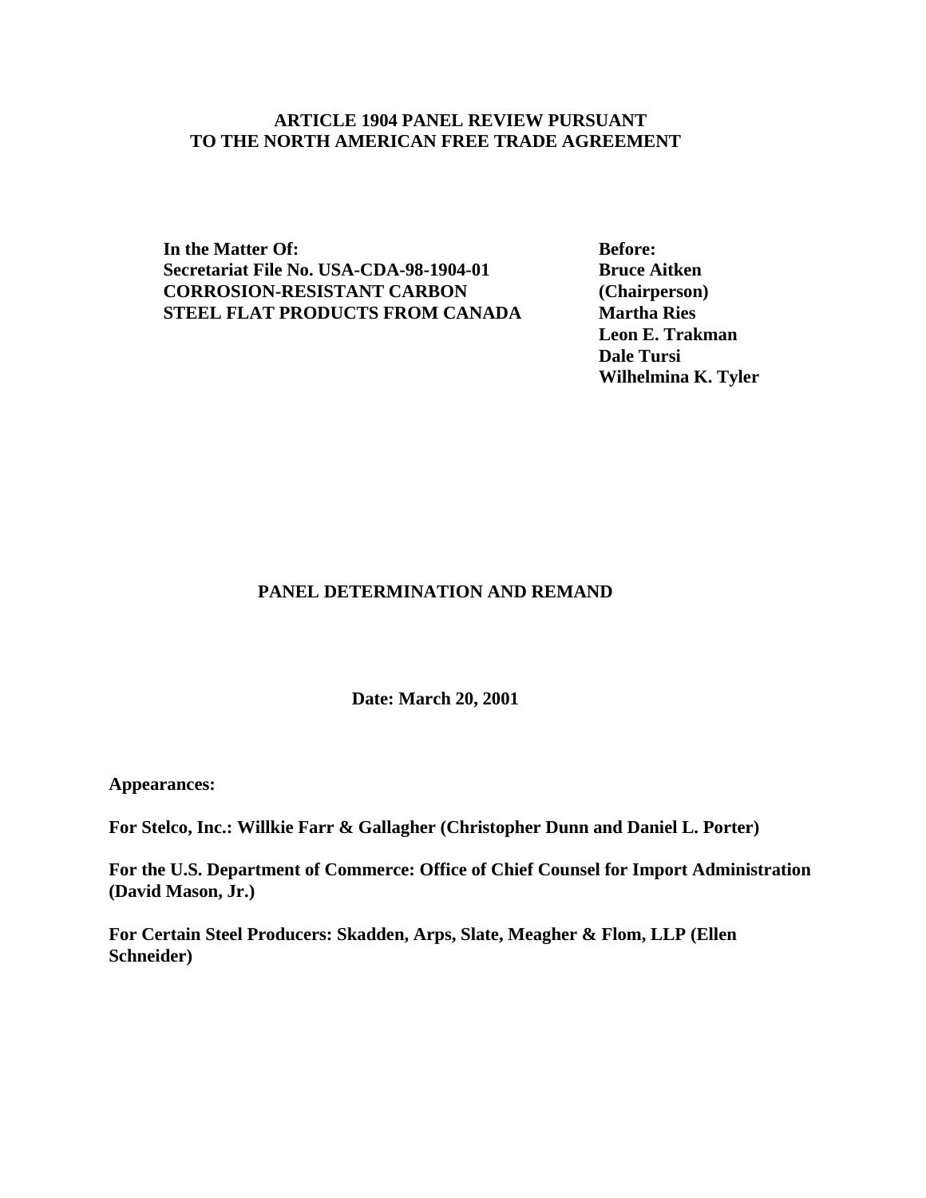**ARTICLE 1904 PANEL REVIEW PURSUANT TO THE NORTH AMERICAN FREE TRADE AGREEMENT**

| | |
|---|---|
| **In the Matter Of:** | **Before:** |
| **Secretariat File No. USA-CDA-98-1904-01** | **Bruce Aitken** |
| **CORROSION-RESISTANT CARBON** | **(Chairperson)** |
| **STEEL FLAT PRODUCTS FROM CANADA** | **Martha Ries** |
| | **Leon E. Trakman** |
| | **Dale Tursi** |
| | **Wilhelmina K. Tyler** |

# PANEL DETERMINATION AND REMAND

**Date: March 20, 2001**

**Appearances:**

**For Stelco, Inc.: Willkie Farr & Gallagher (Christopher Dunn and Daniel L. Porter)**

**For the U.S. Department of Commerce: Office of Chief Counsel for Import Administration (David Mason, Jr.)**

**For Certain Steel Producers: Skadden, Arps, Slate, Meagher & Flom, LLP (Ellen Schneider)**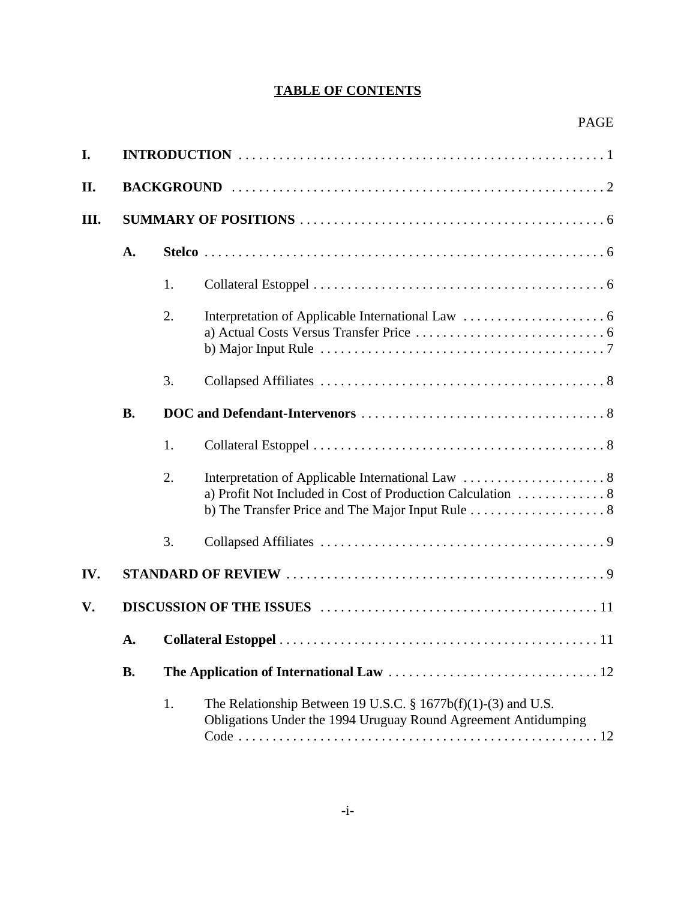# TABLE OF CONTENTS

PAGE

**I. INTRODUCTION** . . . . . 1

**II. BACKGROUND** . . . . . 2

**III. SUMMARY OF POSITIONS** . . . . . 6

- **A. Stelco** . . . . . 6
  1. Collateral Estoppel . . . . . 6
  2. Interpretation of Applicable International Law . . . . . 6
     a) Actual Costs Versus Transfer Price . . . . . 6
     b) Major Input Rule . . . . . 7
  3. Collapsed Affiliates . . . . . 8
- **B. DOC and Defendant-Intervenors** . . . . . 8
  1. Collateral Estoppel . . . . . 8
  2. Interpretation of Applicable International Law . . . . . 8
     a) Profit Not Included in Cost of Production Calculation . . . . . 8
     b) The Transfer Price and The Major Input Rule . . . . . 8
  3. Collapsed Affiliates . . . . . 9

**IV. STANDARD OF REVIEW** . . . . . 9

**V. DISCUSSION OF THE ISSUES** . . . . . 11

- **A. Collateral Estoppel** . . . . . 11
- **B. The Application of International Law** . . . . . 12
  1. The Relationship Between 19 U.S.C. § 1677b(f)(1)-(3) and U.S. Obligations Under the 1994 Uruguay Round Agreement Antidumping Code . . . . . 12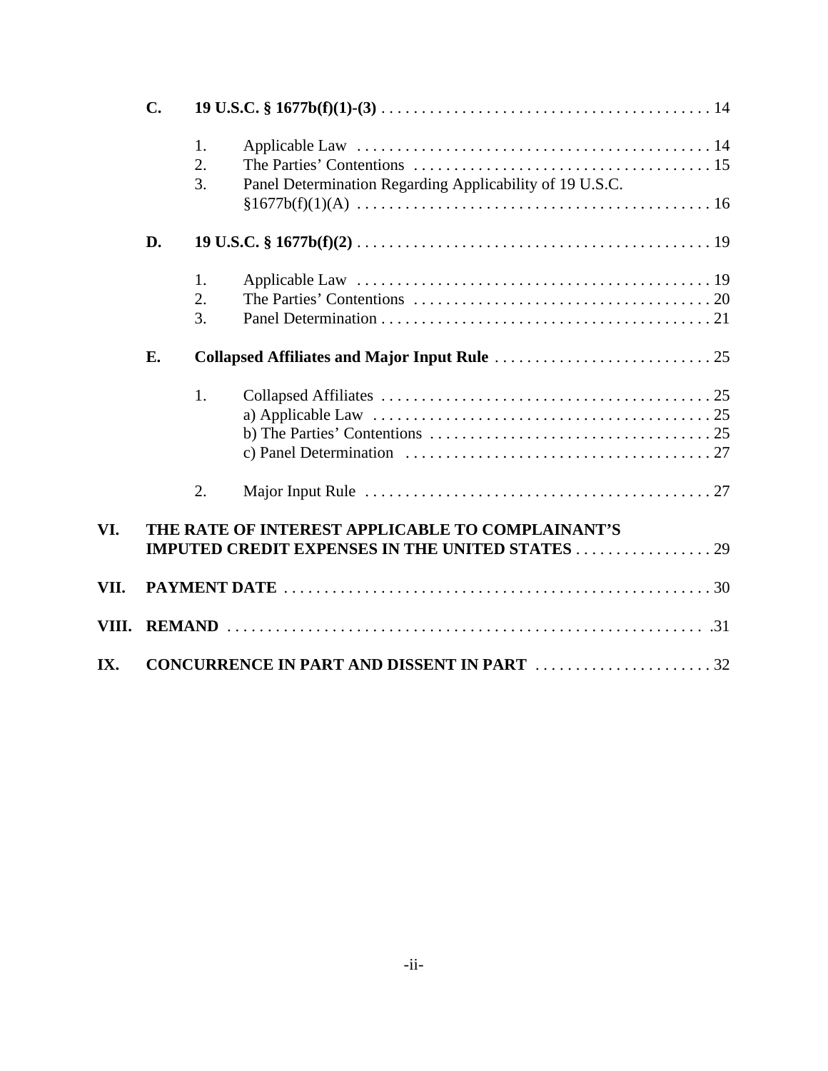**C.** **19 U.S.C. § 1677b(f)(1)-(3)** . . . . . . . . . . 14

1. Applicable Law . . . . . . . . . . 14
2. The Parties' Contentions . . . . . . . . . . 15
3. Panel Determination Regarding Applicability of 19 U.S.C. §1677b(f)(1)(A) . . . . . . . . . . 16

**D.** **19 U.S.C. § 1677b(f)(2)** . . . . . . . . . . 19

1. Applicable Law . . . . . . . . . . 19
2. The Parties' Contentions . . . . . . . . . . 20
3. Panel Determination . . . . . . . . . . 21

**E.** **Collapsed Affiliates and Major Input Rule** . . . . . . . . . . 25

1. Collapsed Affiliates . . . . . . . . . . 25
   a) Applicable Law . . . . . . . . . . 25
   b) The Parties' Contentions . . . . . . . . . . 25
   c) Panel Determination . . . . . . . . . . 27
2. Major Input Rule . . . . . . . . . . 27

**VI.** **THE RATE OF INTEREST APPLICABLE TO COMPLAINANT'S IMPUTED CREDIT EXPENSES IN THE UNITED STATES** . . . . . . . . . . 29

**VII.** **PAYMENT DATE** . . . . . . . . . . 30

**VIII.** **REMAND** . . . . . . . . . . .31

**IX.** **CONCURRENCE IN PART AND DISSENT IN PART** . . . . . . . . . . 32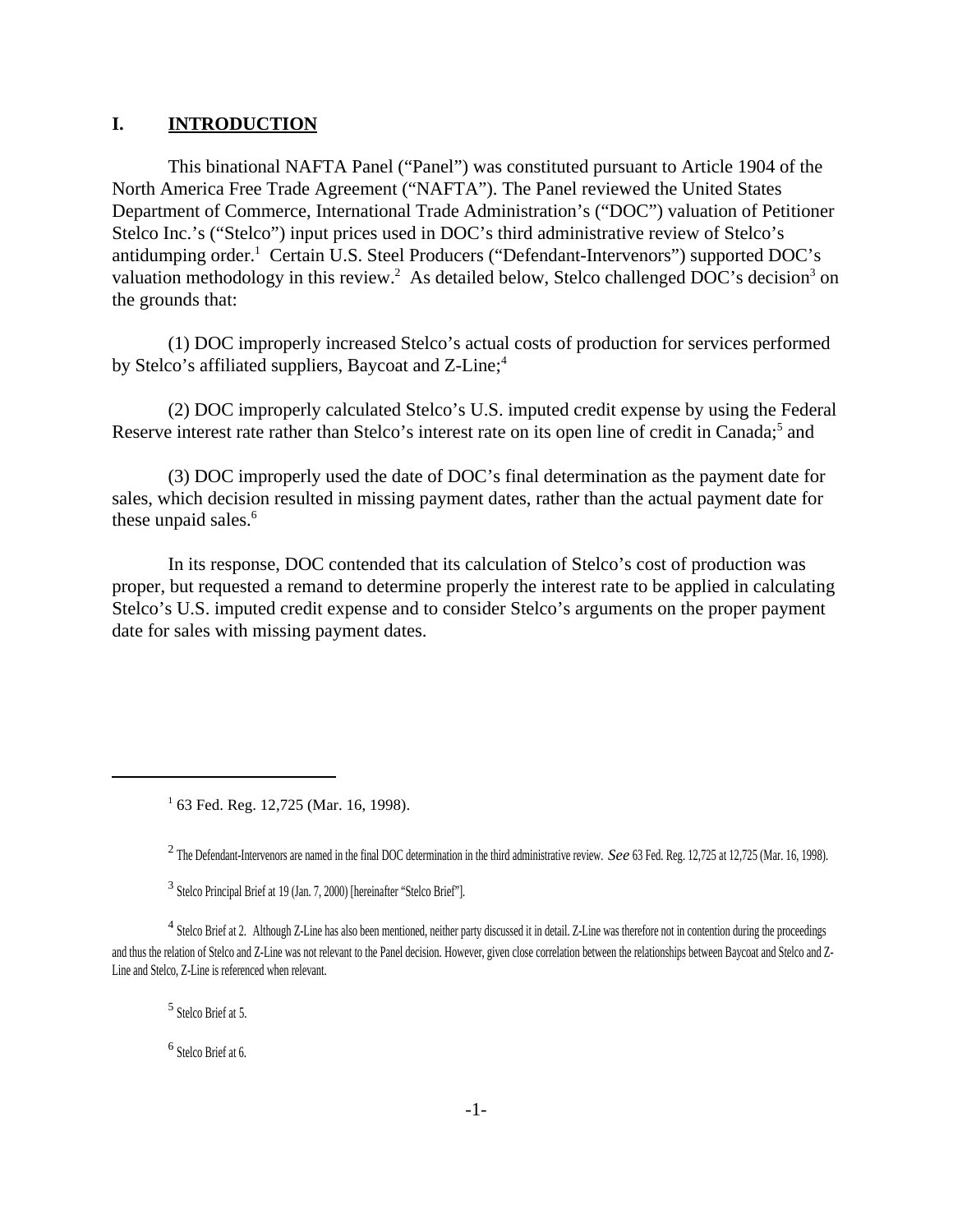## I. INTRODUCTION

This binational NAFTA Panel ("Panel") was constituted pursuant to Article 1904 of the North America Free Trade Agreement ("NAFTA"). The Panel reviewed the United States Department of Commerce, International Trade Administration's ("DOC") valuation of Petitioner Stelco Inc.'s ("Stelco") input prices used in DOC's third administrative review of Stelco's antidumping order.[1] Certain U.S. Steel Producers ("Defendant-Intervenors") supported DOC's valuation methodology in this review.[2] As detailed below, Stelco challenged DOC's decision[3] on the grounds that:

(1) DOC improperly increased Stelco's actual costs of production for services performed by Stelco's affiliated suppliers, Baycoat and Z-Line;[4]

(2) DOC improperly calculated Stelco's U.S. imputed credit expense by using the Federal Reserve interest rate rather than Stelco's interest rate on its open line of credit in Canada;[5] and

(3) DOC improperly used the date of DOC's final determination as the payment date for sales, which decision resulted in missing payment dates, rather than the actual payment date for these unpaid sales.[6]

In its response, DOC contended that its calculation of Stelco's cost of production was proper, but requested a remand to determine properly the interest rate to be applied in calculating Stelco's U.S. imputed credit expense and to consider Stelco's arguments on the proper payment date for sales with missing payment dates.

---

[1] 63 Fed. Reg. 12,725 (Mar. 16, 1998).

[2] The Defendant-Intervenors are named in the final DOC determination in the third administrative review. *See* 63 Fed. Reg. 12,725 at 12,725 (Mar. 16, 1998).

[3] Stelco Principal Brief at 19 (Jan. 7, 2000) [hereinafter "Stelco Brief"].

[4] Stelco Brief at 2. Although Z-Line has also been mentioned, neither party discussed it in detail. Z-Line was therefore not in contention during the proceedings and thus the relation of Stelco and Z-Line was not relevant to the Panel decision. However, given close correlation between the relationships between Baycoat and Stelco and Z-Line and Stelco, Z-Line is referenced when relevant.

[5] Stelco Brief at 5.

[6] Stelco Brief at 6.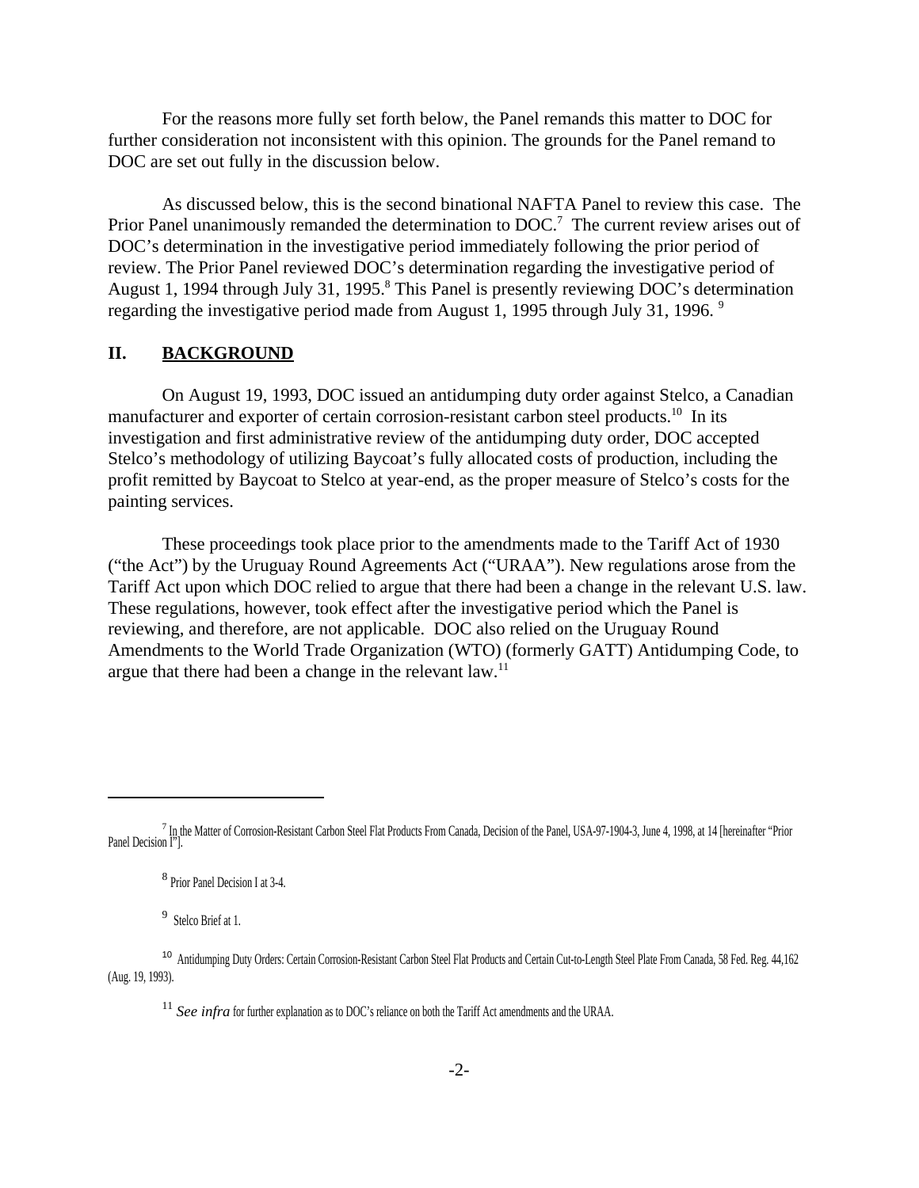For the reasons more fully set forth below, the Panel remands this matter to DOC for further consideration not inconsistent with this opinion. The grounds for the Panel remand to DOC are set out fully in the discussion below.

As discussed below, this is the second binational NAFTA Panel to review this case. The Prior Panel unanimously remanded the determination to DOC.[7] The current review arises out of DOC's determination in the investigative period immediately following the prior period of review. The Prior Panel reviewed DOC's determination regarding the investigative period of August 1, 1994 through July 31, 1995.[8] This Panel is presently reviewing DOC's determination regarding the investigative period made from August 1, 1995 through July 31, 1996.[9]

## II. BACKGROUND

On August 19, 1993, DOC issued an antidumping duty order against Stelco, a Canadian manufacturer and exporter of certain corrosion-resistant carbon steel products.[10] In its investigation and first administrative review of the antidumping duty order, DOC accepted Stelco's methodology of utilizing Baycoat's fully allocated costs of production, including the profit remitted by Baycoat to Stelco at year-end, as the proper measure of Stelco's costs for the painting services.

These proceedings took place prior to the amendments made to the Tariff Act of 1930 ("the Act") by the Uruguay Round Agreements Act ("URAA"). New regulations arose from the Tariff Act upon which DOC relied to argue that there had been a change in the relevant U.S. law. These regulations, however, took effect after the investigative period which the Panel is reviewing, and therefore, are not applicable. DOC also relied on the Uruguay Round Amendments to the World Trade Organization (WTO) (formerly GATT) Antidumping Code, to argue that there had been a change in the relevant law.[11]

---

[7] In the Matter of Corrosion-Resistant Carbon Steel Flat Products From Canada, Decision of the Panel, USA-97-1904-3, June 4, 1998, at 14 [hereinafter "Prior Panel Decision I"].

[8] Prior Panel Decision I at 3-4.

[9] Stelco Brief at 1.

[10] Antidumping Duty Orders: Certain Corrosion-Resistant Carbon Steel Flat Products and Certain Cut-to-Length Steel Plate From Canada, 58 Fed. Reg. 44,162 (Aug. 19, 1993).

[11] *See infra* for further explanation as to DOC's reliance on both the Tariff Act amendments and the URAA.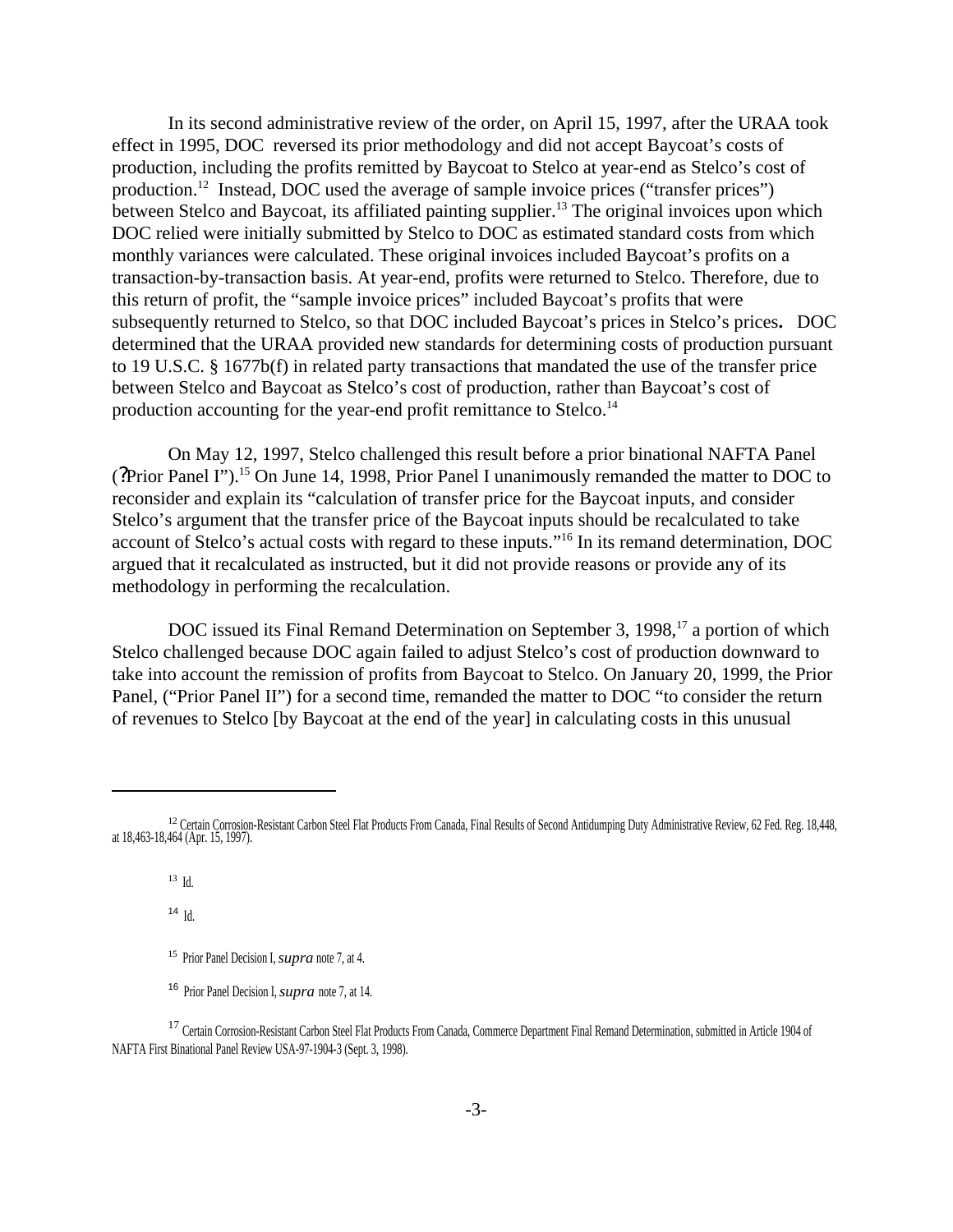In its second administrative review of the order, on April 15, 1997, after the URAA took effect in 1995, DOC reversed its prior methodology and did not accept Baycoat's costs of production, including the profits remitted by Baycoat to Stelco at year-end as Stelco's cost of production.[12] Instead, DOC used the average of sample invoice prices ("transfer prices") between Stelco and Baycoat, its affiliated painting supplier.[13] The original invoices upon which DOC relied were initially submitted by Stelco to DOC as estimated standard costs from which monthly variances were calculated. These original invoices included Baycoat's profits on a transaction-by-transaction basis. At year-end, profits were returned to Stelco. Therefore, due to this return of profit, the "sample invoice prices" included Baycoat's profits that were subsequently returned to Stelco, so that DOC included Baycoat's prices in Stelco's prices**.** DOC determined that the URAA provided new standards for determining costs of production pursuant to 19 U.S.C. § 1677b(f) in related party transactions that mandated the use of the transfer price between Stelco and Baycoat as Stelco's cost of production, rather than Baycoat's cost of production accounting for the year-end profit remittance to Stelco.[14]

On May 12, 1997, Stelco challenged this result before a prior binational NAFTA Panel (?Prior Panel I").[15] On June 14, 1998, Prior Panel I unanimously remanded the matter to DOC to reconsider and explain its "calculation of transfer price for the Baycoat inputs, and consider Stelco's argument that the transfer price of the Baycoat inputs should be recalculated to take account of Stelco's actual costs with regard to these inputs."[16] In its remand determination, DOC argued that it recalculated as instructed, but it did not provide reasons or provide any of its methodology in performing the recalculation.

DOC issued its Final Remand Determination on September 3, 1998,[17] a portion of which Stelco challenged because DOC again failed to adjust Stelco's cost of production downward to take into account the remission of profits from Baycoat to Stelco. On January 20, 1999, the Prior Panel, ("Prior Panel II") for a second time, remanded the matter to DOC "to consider the return of revenues to Stelco [by Baycoat at the end of the year] in calculating costs in this unusual

---

[12] Certain Corrosion-Resistant Carbon Steel Flat Products From Canada, Final Results of Second Antidumping Duty Administrative Review, 62 Fed. Reg. 18,448, at 18,463-18,464 (Apr. 15, 1997).

[13] Id.

[14] Id.

[15] Prior Panel Decision I, *supra* note 7, at 4.

[16] Prior Panel Decision I, *supra* note 7, at 14.

[17] Certain Corrosion-Resistant Carbon Steel Flat Products From Canada, Commerce Department Final Remand Determination, submitted in Article 1904 of NAFTA First Binational Panel Review USA-97-1904-3 (Sept. 3, 1998).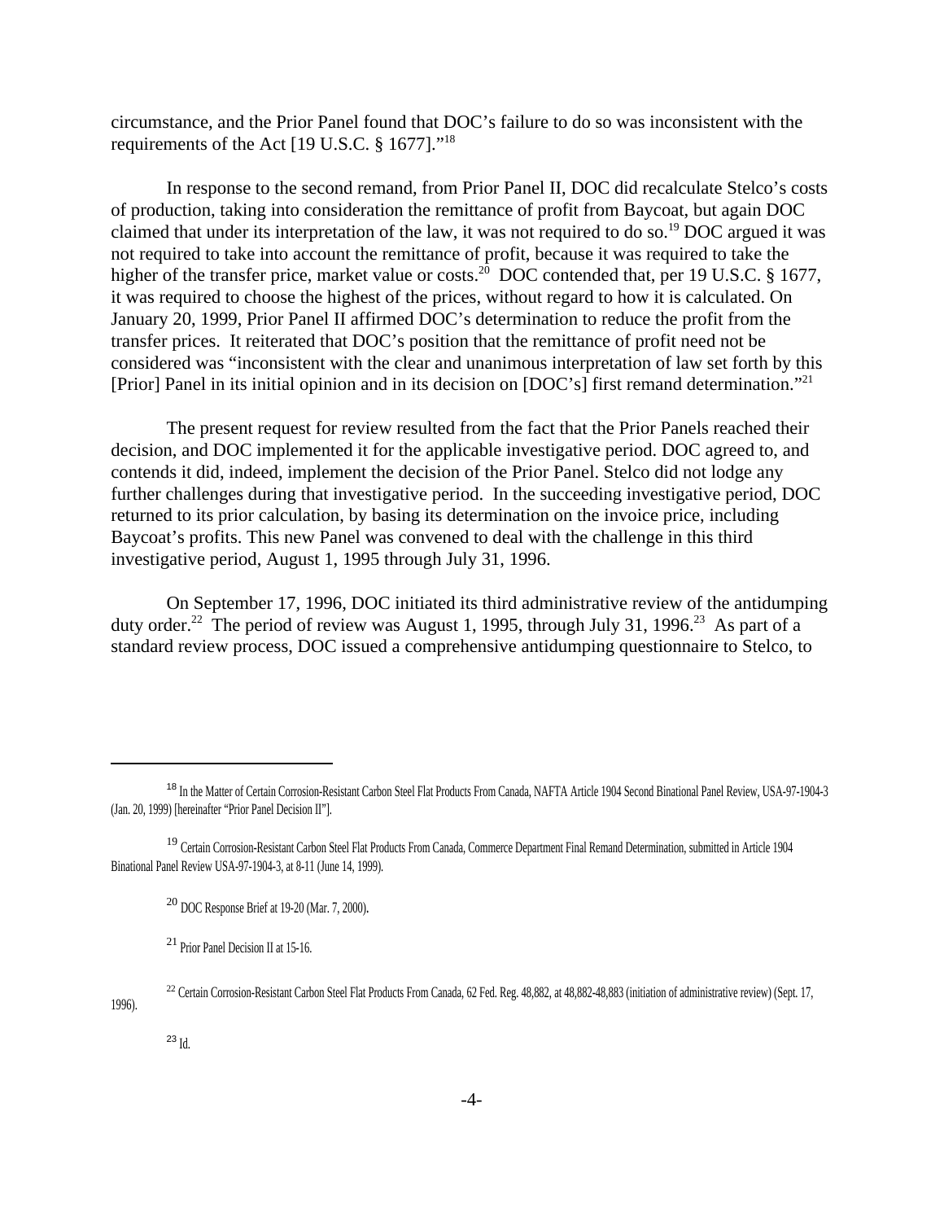circumstance, and the Prior Panel found that DOC's failure to do so was inconsistent with the requirements of the Act [19 U.S.C. § 1677]."[18]

In response to the second remand, from Prior Panel II, DOC did recalculate Stelco's costs of production, taking into consideration the remittance of profit from Baycoat, but again DOC claimed that under its interpretation of the law, it was not required to do so.[19] DOC argued it was not required to take into account the remittance of profit, because it was required to take the higher of the transfer price, market value or costs.[20] DOC contended that, per 19 U.S.C. § 1677, it was required to choose the highest of the prices, without regard to how it is calculated. On January 20, 1999, Prior Panel II affirmed DOC's determination to reduce the profit from the transfer prices. It reiterated that DOC's position that the remittance of profit need not be considered was "inconsistent with the clear and unanimous interpretation of law set forth by this [Prior] Panel in its initial opinion and in its decision on [DOC's] first remand determination."[21]

The present request for review resulted from the fact that the Prior Panels reached their decision, and DOC implemented it for the applicable investigative period. DOC agreed to, and contends it did, indeed, implement the decision of the Prior Panel. Stelco did not lodge any further challenges during that investigative period. In the succeeding investigative period, DOC returned to its prior calculation, by basing its determination on the invoice price, including Baycoat's profits. This new Panel was convened to deal with the challenge in this third investigative period, August 1, 1995 through July 31, 1996.

On September 17, 1996, DOC initiated its third administrative review of the antidumping duty order.[22] The period of review was August 1, 1995, through July 31, 1996.[23] As part of a standard review process, DOC issued a comprehensive antidumping questionnaire to Stelco, to

---

[18] In the Matter of Certain Corrosion-Resistant Carbon Steel Flat Products From Canada, NAFTA Article 1904 Second Binational Panel Review, USA-97-1904-3 (Jan. 20, 1999) [hereinafter "Prior Panel Decision II"].

[19] Certain Corrosion-Resistant Carbon Steel Flat Products From Canada, Commerce Department Final Remand Determination, submitted in Article 1904 Binational Panel Review USA-97-1904-3, at 8-11 (June 14, 1999).

[20] DOC Response Brief at 19-20 (Mar. 7, 2000).

[21] Prior Panel Decision II at 15-16.

[22] Certain Corrosion-Resistant Carbon Steel Flat Products From Canada, 62 Fed. Reg. 48,882, at 48,882-48,883 (initiation of administrative review) (Sept. 17, 1996).

[23] Id.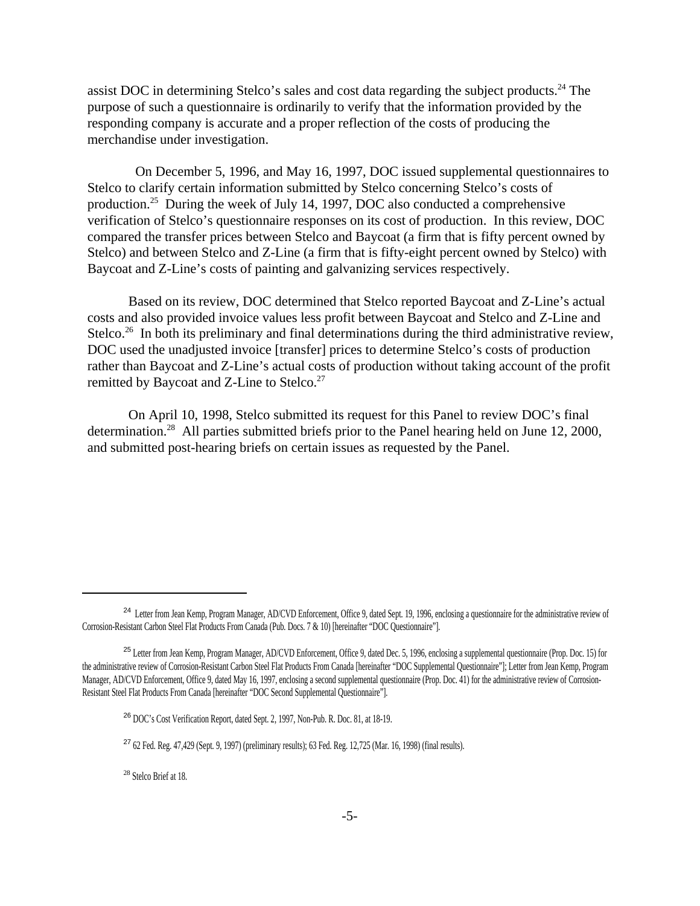assist DOC in determining Stelco's sales and cost data regarding the subject products.[24] The purpose of such a questionnaire is ordinarily to verify that the information provided by the responding company is accurate and a proper reflection of the costs of producing the merchandise under investigation.

On December 5, 1996, and May 16, 1997, DOC issued supplemental questionnaires to Stelco to clarify certain information submitted by Stelco concerning Stelco's costs of production.[25] During the week of July 14, 1997, DOC also conducted a comprehensive verification of Stelco's questionnaire responses on its cost of production. In this review, DOC compared the transfer prices between Stelco and Baycoat (a firm that is fifty percent owned by Stelco) and between Stelco and Z-Line (a firm that is fifty-eight percent owned by Stelco) with Baycoat and Z-Line's costs of painting and galvanizing services respectively.

Based on its review, DOC determined that Stelco reported Baycoat and Z-Line's actual costs and also provided invoice values less profit between Baycoat and Stelco and Z-Line and Stelco.[26] In both its preliminary and final determinations during the third administrative review, DOC used the unadjusted invoice [transfer] prices to determine Stelco's costs of production rather than Baycoat and Z-Line's actual costs of production without taking account of the profit remitted by Baycoat and Z-Line to Stelco.[27]

On April 10, 1998, Stelco submitted its request for this Panel to review DOC's final determination.[28] All parties submitted briefs prior to the Panel hearing held on June 12, 2000, and submitted post-hearing briefs on certain issues as requested by the Panel.

---

[24] Letter from Jean Kemp, Program Manager, AD/CVD Enforcement, Office 9, dated Sept. 19, 1996, enclosing a questionnaire for the administrative review of Corrosion-Resistant Carbon Steel Flat Products From Canada (Pub. Docs. 7 & 10) [hereinafter "DOC Questionnaire"].

[25] Letter from Jean Kemp, Program Manager, AD/CVD Enforcement, Office 9, dated Dec. 5, 1996, enclosing a supplemental questionnaire (Prop. Doc. 15) for the administrative review of Corrosion-Resistant Carbon Steel Flat Products From Canada [hereinafter "DOC Supplemental Questionnaire"]; Letter from Jean Kemp, Program Manager, AD/CVD Enforcement, Office 9, dated May 16, 1997, enclosing a second supplemental questionnaire (Prop. Doc. 41) for the administrative review of Corrosion-Resistant Steel Flat Products From Canada [hereinafter "DOC Second Supplemental Questionnaire"].

[26] DOC's Cost Verification Report, dated Sept. 2, 1997, Non-Pub. R. Doc. 81, at 18-19.

[27] 62 Fed. Reg. 47,429 (Sept. 9, 1997) (preliminary results); 63 Fed. Reg. 12,725 (Mar. 16, 1998) (final results).

[28] Stelco Brief at 18.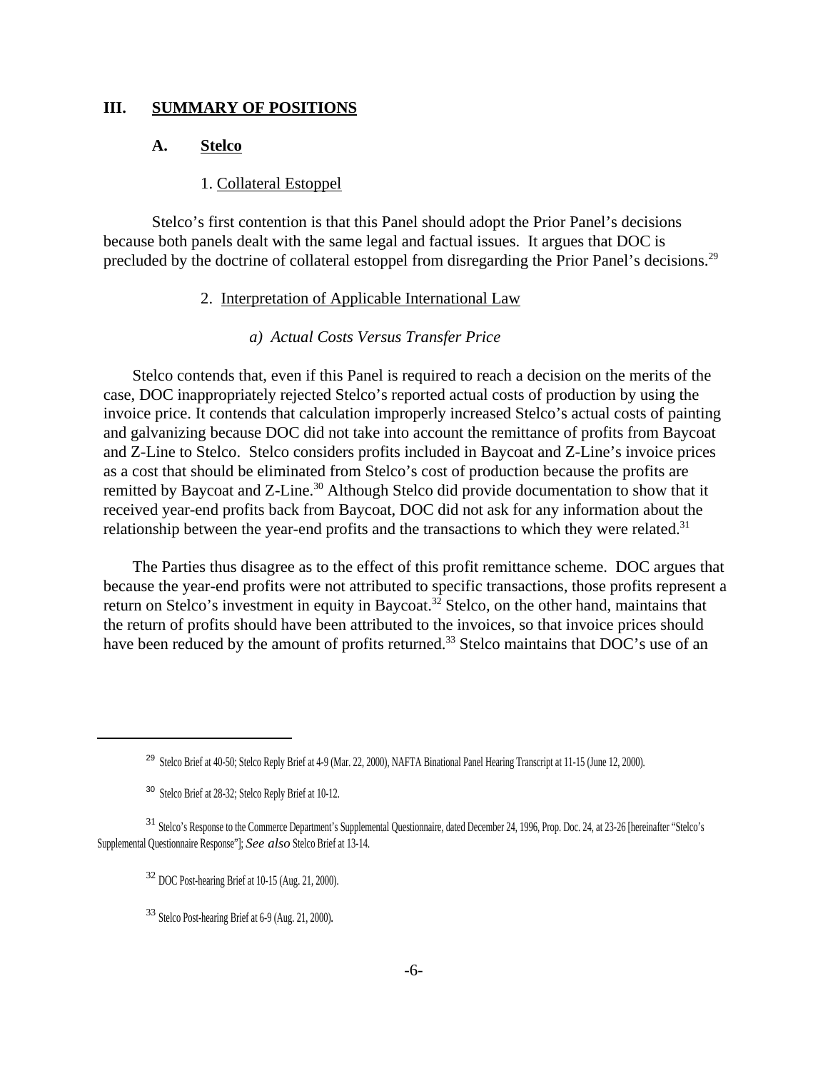## III. SUMMARY OF POSITIONS

### A. Stelco

#### 1. Collateral Estoppel

Stelco's first contention is that this Panel should adopt the Prior Panel's decisions because both panels dealt with the same legal and factual issues. It argues that DOC is precluded by the doctrine of collateral estoppel from disregarding the Prior Panel's decisions.[29]

#### 2. Interpretation of Applicable International Law

##### *a) Actual Costs Versus Transfer Price*

Stelco contends that, even if this Panel is required to reach a decision on the merits of the case, DOC inappropriately rejected Stelco's reported actual costs of production by using the invoice price. It contends that calculation improperly increased Stelco's actual costs of painting and galvanizing because DOC did not take into account the remittance of profits from Baycoat and Z-Line to Stelco. Stelco considers profits included in Baycoat and Z-Line's invoice prices as a cost that should be eliminated from Stelco's cost of production because the profits are remitted by Baycoat and Z-Line.[30] Although Stelco did provide documentation to show that it received year-end profits back from Baycoat, DOC did not ask for any information about the relationship between the year-end profits and the transactions to which they were related.[31]

The Parties thus disagree as to the effect of this profit remittance scheme. DOC argues that because the year-end profits were not attributed to specific transactions, those profits represent a return on Stelco's investment in equity in Baycoat.[32] Stelco, on the other hand, maintains that the return of profits should have been attributed to the invoices, so that invoice prices should have been reduced by the amount of profits returned.[33] Stelco maintains that DOC's use of an

---

[29] Stelco Brief at 40-50; Stelco Reply Brief at 4-9 (Mar. 22, 2000), NAFTA Binational Panel Hearing Transcript at 11-15 (June 12, 2000).

[30] Stelco Brief at 28-32; Stelco Reply Brief at 10-12.

[31] Stelco's Response to the Commerce Department's Supplemental Questionnaire, dated December 24, 1996, Prop. Doc. 24, at 23-26 [hereinafter "Stelco's Supplemental Questionnaire Response"]; *See also* Stelco Brief at 13-14.

[32] DOC Post-hearing Brief at 10-15 (Aug. 21, 2000).

[33] Stelco Post-hearing Brief at 6-9 (Aug. 21, 2000).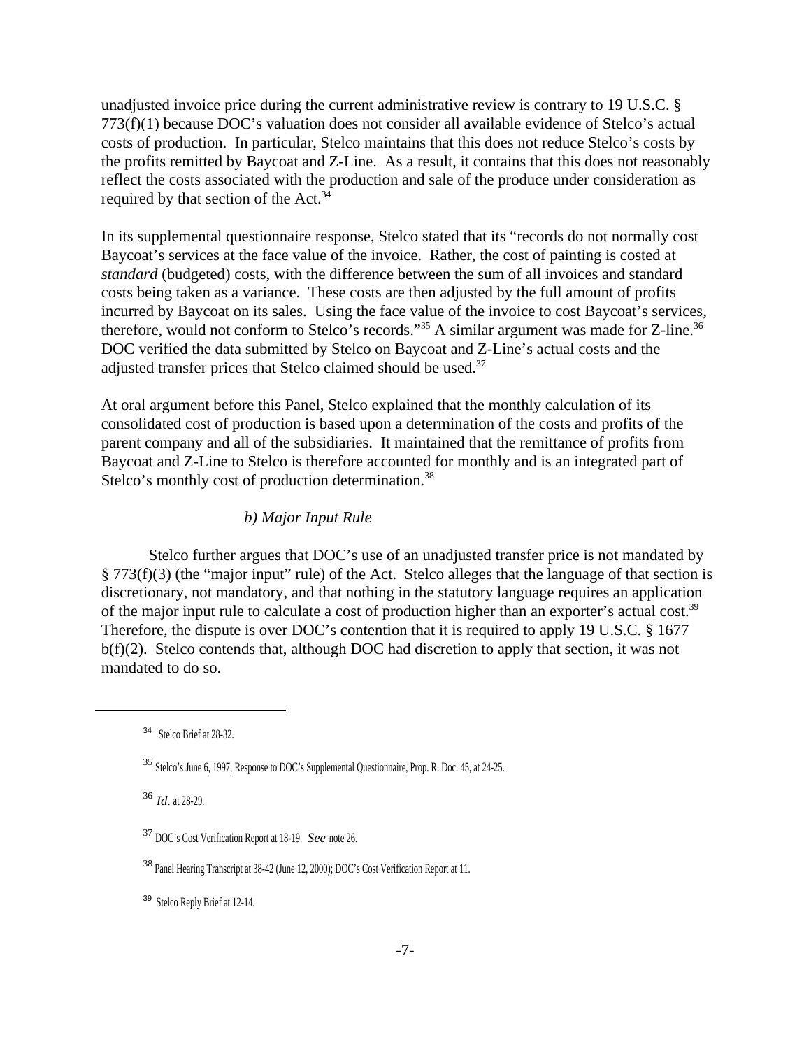unadjusted invoice price during the current administrative review is contrary to 19 U.S.C. § 773(f)(1) because DOC's valuation does not consider all available evidence of Stelco's actual costs of production. In particular, Stelco maintains that this does not reduce Stelco's costs by the profits remitted by Baycoat and Z-Line. As a result, it contains that this does not reasonably reflect the costs associated with the production and sale of the produce under consideration as required by that section of the Act.[34]

In its supplemental questionnaire response, Stelco stated that its "records do not normally cost Baycoat's services at the face value of the invoice. Rather, the cost of painting is costed at *standard* (budgeted) costs, with the difference between the sum of all invoices and standard costs being taken as a variance. These costs are then adjusted by the full amount of profits incurred by Baycoat on its sales. Using the face value of the invoice to cost Baycoat's services, therefore, would not conform to Stelco's records."[35] A similar argument was made for Z-line.[36] DOC verified the data submitted by Stelco on Baycoat and Z-Line's actual costs and the adjusted transfer prices that Stelco claimed should be used.[37]

At oral argument before this Panel, Stelco explained that the monthly calculation of its consolidated cost of production is based upon a determination of the costs and profits of the parent company and all of the subsidiaries. It maintained that the remittance of profits from Baycoat and Z-Line to Stelco is therefore accounted for monthly and is an integrated part of Stelco's monthly cost of production determination.[38]

*b) Major Input Rule*

Stelco further argues that DOC's use of an unadjusted transfer price is not mandated by § 773(f)(3) (the "major input" rule) of the Act. Stelco alleges that the language of that section is discretionary, not mandatory, and that nothing in the statutory language requires an application of the major input rule to calculate a cost of production higher than an exporter's actual cost.[39] Therefore, the dispute is over DOC's contention that it is required to apply 19 U.S.C. § 1677 b(f)(2). Stelco contends that, although DOC had discretion to apply that section, it was not mandated to do so.

---

[34] Stelco Brief at 28-32.

[35] Stelco's June 6, 1997, Response to DOC's Supplemental Questionnaire, Prop. R. Doc. 45, at 24-25.

[36] *Id.* at 28-29.

[37] DOC's Cost Verification Report at 18-19. *See* note 26.

[38] Panel Hearing Transcript at 38-42 (June 12, 2000); DOC's Cost Verification Report at 11.

[39] Stelco Reply Brief at 12-14.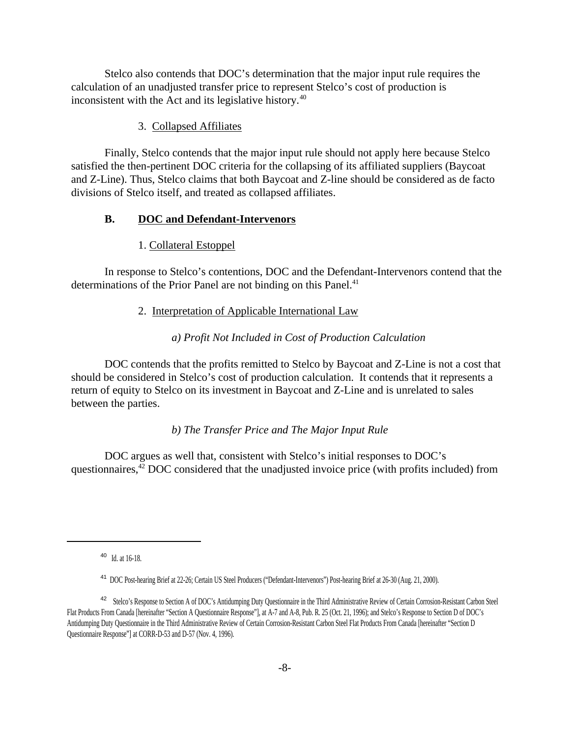Stelco also contends that DOC's determination that the major input rule requires the calculation of an unadjusted transfer price to represent Stelco's cost of production is inconsistent with the Act and its legislative history.[40]

3. Collapsed Affiliates

Finally, Stelco contends that the major input rule should not apply here because Stelco satisfied the then-pertinent DOC criteria for the collapsing of its affiliated suppliers (Baycoat and Z-Line). Thus, Stelco claims that both Baycoat and Z-line should be considered as de facto divisions of Stelco itself, and treated as collapsed affiliates.

### B. DOC and Defendant-Intervenors

1. Collateral Estoppel

In response to Stelco's contentions, DOC and the Defendant-Intervenors contend that the determinations of the Prior Panel are not binding on this Panel.[41]

2. Interpretation of Applicable International Law

*a) Profit Not Included in Cost of Production Calculation*

DOC contends that the profits remitted to Stelco by Baycoat and Z-Line is not a cost that should be considered in Stelco's cost of production calculation. It contends that it represents a return of equity to Stelco on its investment in Baycoat and Z-Line and is unrelated to sales between the parties.

*b) The Transfer Price and The Major Input Rule*

DOC argues as well that, consistent with Stelco's initial responses to DOC's questionnaires,[42] DOC considered that the unadjusted invoice price (with profits included) from

---

[40] Id. at 16-18.

[41] DOC Post-hearing Brief at 22-26; Certain US Steel Producers ("Defendant-Intervenors") Post-hearing Brief at 26-30 (Aug. 21, 2000).

[42] Stelco's Response to Section A of DOC's Antidumping Duty Questionnaire in the Third Administrative Review of Certain Corrosion-Resistant Carbon Steel Flat Products From Canada [hereinafter "Section A Questionnaire Response"], at A-7 and A-8, Pub. R. 25 (Oct. 21, 1996); and Stelco's Response to Section D of DOC's Antidumping Duty Questionnaire in the Third Administrative Review of Certain Corrosion-Resistant Carbon Steel Flat Products From Canada [hereinafter "Section D Questionnaire Response"] at CORR-D-53 and D-57 (Nov. 4, 1996).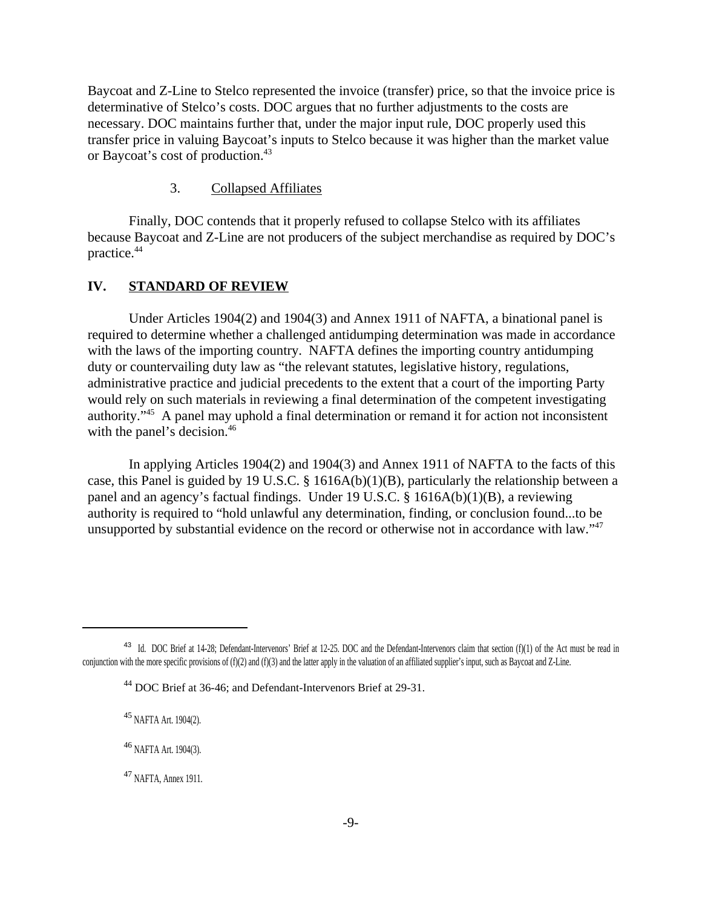Baycoat and Z-Line to Stelco represented the invoice (transfer) price, so that the invoice price is determinative of Stelco's costs. DOC argues that no further adjustments to the costs are necessary. DOC maintains further that, under the major input rule, DOC properly used this transfer price in valuing Baycoat's inputs to Stelco because it was higher than the market value or Baycoat's cost of production.[43]

### 3. Collapsed Affiliates

Finally, DOC contends that it properly refused to collapse Stelco with its affiliates because Baycoat and Z-Line are not producers of the subject merchandise as required by DOC's practice.[44]

## IV. STANDARD OF REVIEW

Under Articles 1904(2) and 1904(3) and Annex 1911 of NAFTA, a binational panel is required to determine whether a challenged antidumping determination was made in accordance with the laws of the importing country. NAFTA defines the importing country antidumping duty or countervailing duty law as "the relevant statutes, legislative history, regulations, administrative practice and judicial precedents to the extent that a court of the importing Party would rely on such materials in reviewing a final determination of the competent investigating authority."[45] A panel may uphold a final determination or remand it for action not inconsistent with the panel's decision.[46]

In applying Articles 1904(2) and 1904(3) and Annex 1911 of NAFTA to the facts of this case, this Panel is guided by 19 U.S.C. § 1616A(b)(1)(B), particularly the relationship between a panel and an agency's factual findings. Under 19 U.S.C. § 1616A(b)(1)(B), a reviewing authority is required to "hold unlawful any determination, finding, or conclusion found...to be unsupported by substantial evidence on the record or otherwise not in accordance with law."[47]

---

[43] Id. DOC Brief at 14-28; Defendant-Intervenors' Brief at 12-25. DOC and the Defendant-Intervenors claim that section (f)(1) of the Act must be read in conjunction with the more specific provisions of (f)(2) and (f)(3) and the latter apply in the valuation of an affiliated supplier's input, such as Baycoat and Z-Line.

[44] DOC Brief at 36-46; and Defendant-Intervenors Brief at 29-31.

[45] NAFTA Art. 1904(2).

[46] NAFTA Art. 1904(3).

[47] NAFTA, Annex 1911.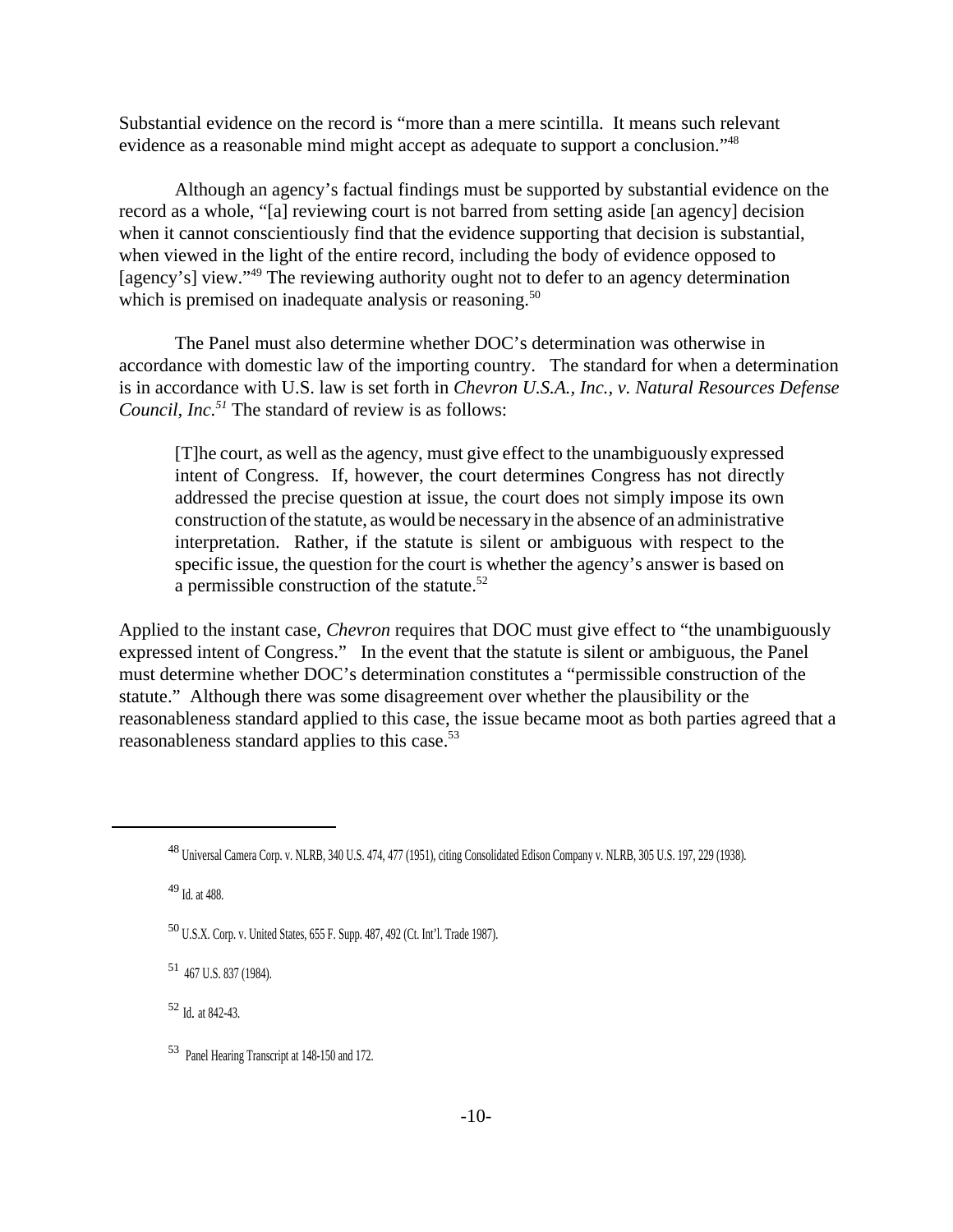Substantial evidence on the record is "more than a mere scintilla. It means such relevant evidence as a reasonable mind might accept as adequate to support a conclusion."[48]

Although an agency's factual findings must be supported by substantial evidence on the record as a whole, "[a] reviewing court is not barred from setting aside [an agency] decision when it cannot conscientiously find that the evidence supporting that decision is substantial, when viewed in the light of the entire record, including the body of evidence opposed to [agency's] view."[49] The reviewing authority ought not to defer to an agency determination which is premised on inadequate analysis or reasoning.[50]

The Panel must also determine whether DOC's determination was otherwise in accordance with domestic law of the importing country. The standard for when a determination is in accordance with U.S. law is set forth in *Chevron U.S.A., Inc., v. Natural Resources Defense Council, Inc.*[51] The standard of review is as follows:

> [T]he court, as well as the agency, must give effect to the unambiguously expressed intent of Congress. If, however, the court determines Congress has not directly addressed the precise question at issue, the court does not simply impose its own construction of the statute, as would be necessary in the absence of an administrative interpretation. Rather, if the statute is silent or ambiguous with respect to the specific issue, the question for the court is whether the agency's answer is based on a permissible construction of the statute.[52]

Applied to the instant case, *Chevron* requires that DOC must give effect to "the unambiguously expressed intent of Congress." In the event that the statute is silent or ambiguous, the Panel must determine whether DOC's determination constitutes a "permissible construction of the statute." Although there was some disagreement over whether the plausibility or the reasonableness standard applied to this case, the issue became moot as both parties agreed that a reasonableness standard applies to this case.[53]

---

[48] Universal Camera Corp. v. NLRB, 340 U.S. 474, 477 (1951), citing Consolidated Edison Company v. NLRB, 305 U.S. 197, 229 (1938).

[49] Id. at 488.

[50] U.S.X. Corp. v. United States, 655 F. Supp. 487, 492 (Ct. Int'l. Trade 1987).

[51] 467 U.S. 837 (1984).

[52] Id. at 842-43.

[53] Panel Hearing Transcript at 148-150 and 172.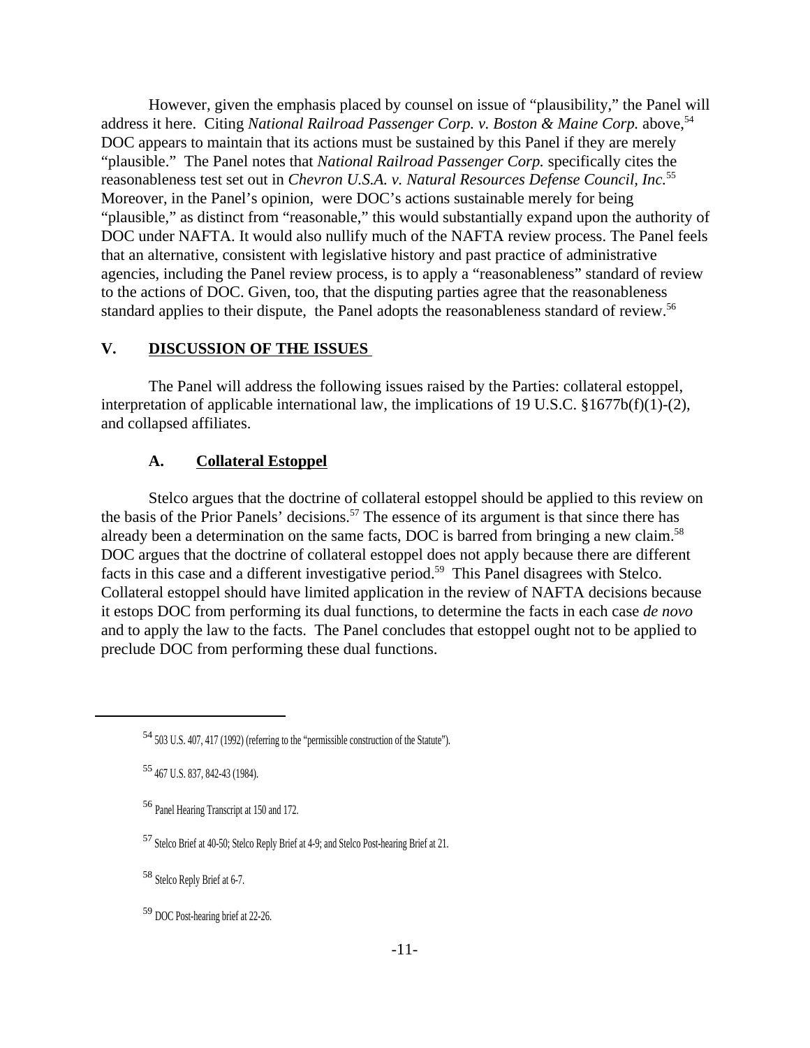However, given the emphasis placed by counsel on issue of "plausibility," the Panel will address it here. Citing *National Railroad Passenger Corp. v. Boston & Maine Corp.* above,[54] DOC appears to maintain that its actions must be sustained by this Panel if they are merely "plausible." The Panel notes that *National Railroad Passenger Corp.* specifically cites the reasonableness test set out in *Chevron U.S.A. v. Natural Resources Defense Council, Inc.*[55] Moreover, in the Panel's opinion, were DOC's actions sustainable merely for being "plausible," as distinct from "reasonable," this would substantially expand upon the authority of DOC under NAFTA. It would also nullify much of the NAFTA review process. The Panel feels that an alternative, consistent with legislative history and past practice of administrative agencies, including the Panel review process, is to apply a "reasonableness" standard of review to the actions of DOC. Given, too, that the disputing parties agree that the reasonableness standard applies to their dispute, the Panel adopts the reasonableness standard of review.[56]

## V. DISCUSSION OF THE ISSUES

The Panel will address the following issues raised by the Parties: collateral estoppel, interpretation of applicable international law, the implications of 19 U.S.C. §1677b(f)(1)-(2), and collapsed affiliates.

### A. Collateral Estoppel

Stelco argues that the doctrine of collateral estoppel should be applied to this review on the basis of the Prior Panels' decisions.[57] The essence of its argument is that since there has already been a determination on the same facts, DOC is barred from bringing a new claim.[58] DOC argues that the doctrine of collateral estoppel does not apply because there are different facts in this case and a different investigative period.[59] This Panel disagrees with Stelco. Collateral estoppel should have limited application in the review of NAFTA decisions because it estops DOC from performing its dual functions, to determine the facts in each case *de novo* and to apply the law to the facts. The Panel concludes that estoppel ought not to be applied to preclude DOC from performing these dual functions.

---

[54] 503 U.S. 407, 417 (1992) (referring to the "permissible construction of the Statute").

[55] 467 U.S. 837, 842-43 (1984).

[56] Panel Hearing Transcript at 150 and 172.

[57] Stelco Brief at 40-50; Stelco Reply Brief at 4-9; and Stelco Post-hearing Brief at 21.

[58] Stelco Reply Brief at 6-7.

[59] DOC Post-hearing brief at 22-26.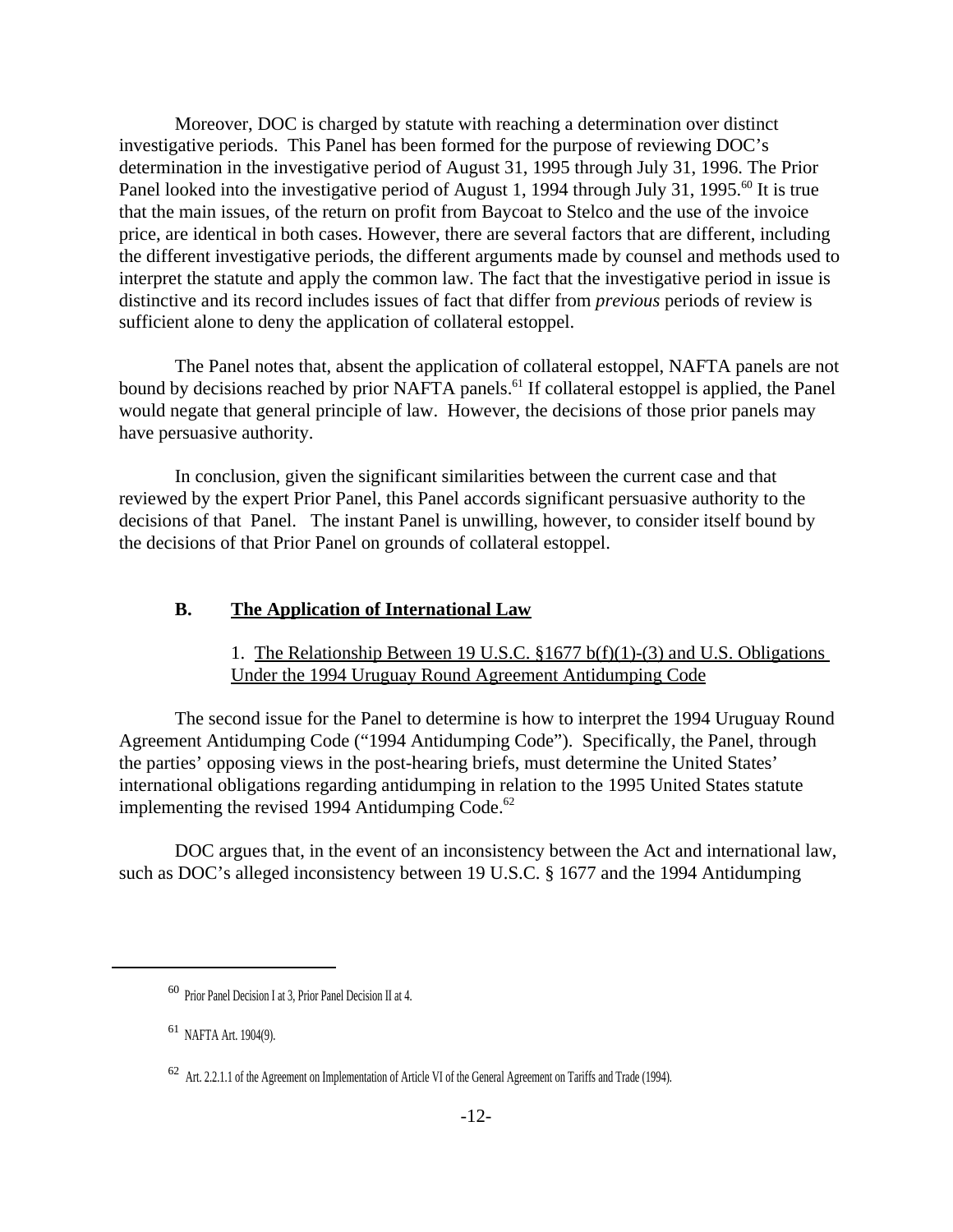Moreover, DOC is charged by statute with reaching a determination over distinct investigative periods. This Panel has been formed for the purpose of reviewing DOC's determination in the investigative period of August 31, 1995 through July 31, 1996. The Prior Panel looked into the investigative period of August 1, 1994 through July 31, 1995.[60] It is true that the main issues, of the return on profit from Baycoat to Stelco and the use of the invoice price, are identical in both cases. However, there are several factors that are different, including the different investigative periods, the different arguments made by counsel and methods used to interpret the statute and apply the common law. The fact that the investigative period in issue is distinctive and its record includes issues of fact that differ from *previous* periods of review is sufficient alone to deny the application of collateral estoppel.

The Panel notes that, absent the application of collateral estoppel, NAFTA panels are not bound by decisions reached by prior NAFTA panels.[61] If collateral estoppel is applied, the Panel would negate that general principle of law. However, the decisions of those prior panels may have persuasive authority.

In conclusion, given the significant similarities between the current case and that reviewed by the expert Prior Panel, this Panel accords significant persuasive authority to the decisions of that Panel. The instant Panel is unwilling, however, to consider itself bound by the decisions of that Prior Panel on grounds of collateral estoppel.

## B. The Application of International Law

### 1. The Relationship Between 19 U.S.C. §1677 b(f)(1)-(3) and U.S. Obligations Under the 1994 Uruguay Round Agreement Antidumping Code

The second issue for the Panel to determine is how to interpret the 1994 Uruguay Round Agreement Antidumping Code ("1994 Antidumping Code"). Specifically, the Panel, through the parties' opposing views in the post-hearing briefs, must determine the United States' international obligations regarding antidumping in relation to the 1995 United States statute implementing the revised 1994 Antidumping Code.[62]

DOC argues that, in the event of an inconsistency between the Act and international law, such as DOC's alleged inconsistency between 19 U.S.C. § 1677 and the 1994 Antidumping

---

[60] Prior Panel Decision I at 3, Prior Panel Decision II at 4.

[61] NAFTA Art. 1904(9).

[62] Art. 2.2.1.1 of the Agreement on Implementation of Article VI of the General Agreement on Tariffs and Trade (1994).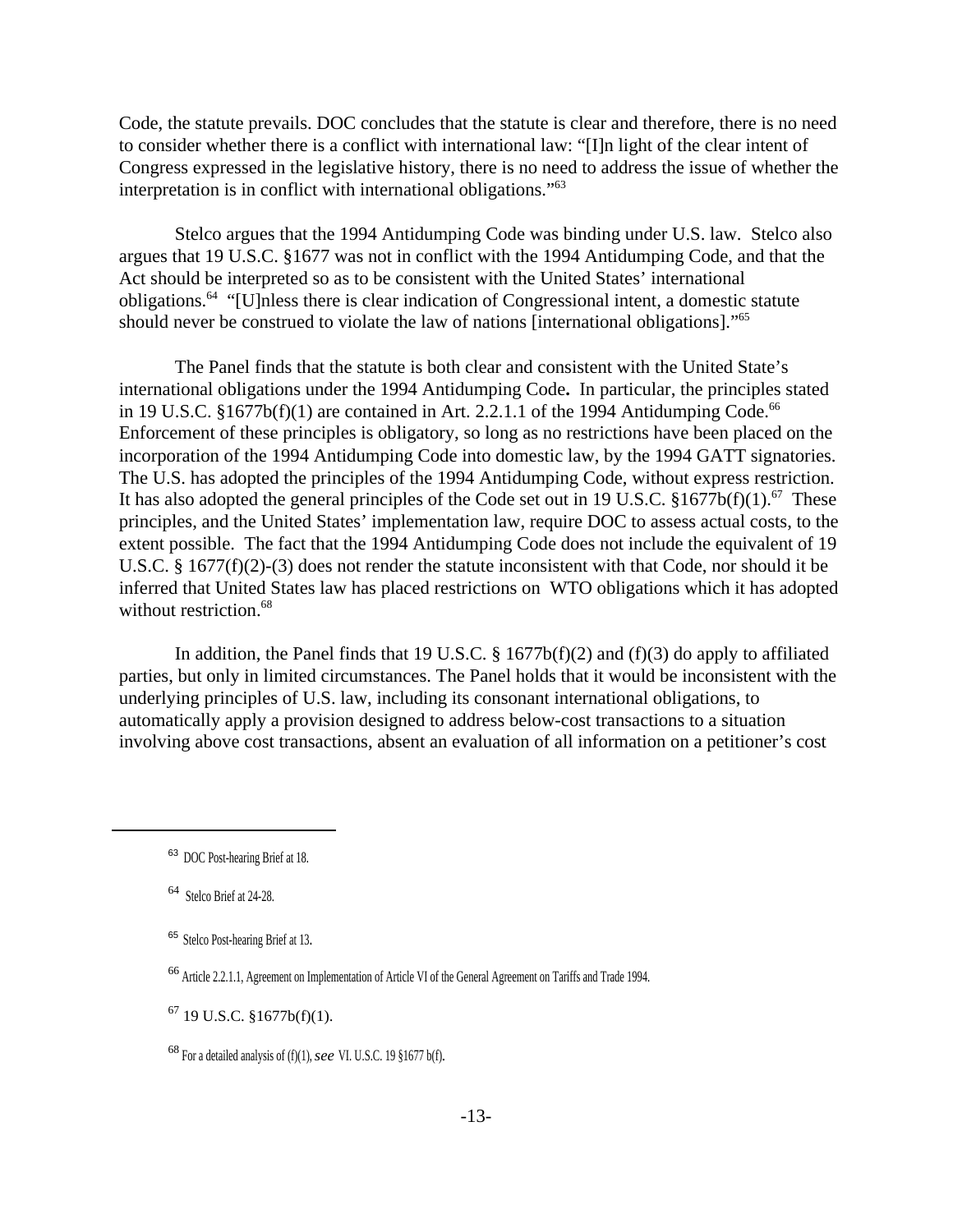Code, the statute prevails. DOC concludes that the statute is clear and therefore, there is no need to consider whether there is a conflict with international law: "[I]n light of the clear intent of Congress expressed in the legislative history, there is no need to address the issue of whether the interpretation is in conflict with international obligations."[63]

Stelco argues that the 1994 Antidumping Code was binding under U.S. law. Stelco also argues that 19 U.S.C. §1677 was not in conflict with the 1994 Antidumping Code, and that the Act should be interpreted so as to be consistent with the United States' international obligations.[64] "[U]nless there is clear indication of Congressional intent, a domestic statute should never be construed to violate the law of nations [international obligations]."[65]

The Panel finds that the statute is both clear and consistent with the United State's international obligations under the 1994 Antidumping Code**.** In particular, the principles stated in 19 U.S.C. §1677b(f)(1) are contained in Art. 2.2.1.1 of the 1994 Antidumping Code.[66] Enforcement of these principles is obligatory, so long as no restrictions have been placed on the incorporation of the 1994 Antidumping Code into domestic law, by the 1994 GATT signatories. The U.S. has adopted the principles of the 1994 Antidumping Code, without express restriction. It has also adopted the general principles of the Code set out in 19 U.S.C. §1677b(f)(1).[67] These principles, and the United States' implementation law, require DOC to assess actual costs, to the extent possible. The fact that the 1994 Antidumping Code does not include the equivalent of 19 U.S.C. § 1677(f)(2)-(3) does not render the statute inconsistent with that Code, nor should it be inferred that United States law has placed restrictions on WTO obligations which it has adopted without restriction.[68]

In addition, the Panel finds that 19 U.S.C. § 1677b(f)(2) and (f)(3) do apply to affiliated parties, but only in limited circumstances. The Panel holds that it would be inconsistent with the underlying principles of U.S. law, including its consonant international obligations, to automatically apply a provision designed to address below-cost transactions to a situation involving above cost transactions, absent an evaluation of all information on a petitioner's cost

---

[63] DOC Post-hearing Brief at 18.

[64] Stelco Brief at 24-28.

[65] Stelco Post-hearing Brief at 13.

[66] Article 2.2.1.1, Agreement on Implementation of Article VI of the General Agreement on Tariffs and Trade 1994.

[67] 19 U.S.C. §1677b(f)(1).

[68] For a detailed analysis of (f)(1), *see* VI. U.S.C. 19 §1677 b(f).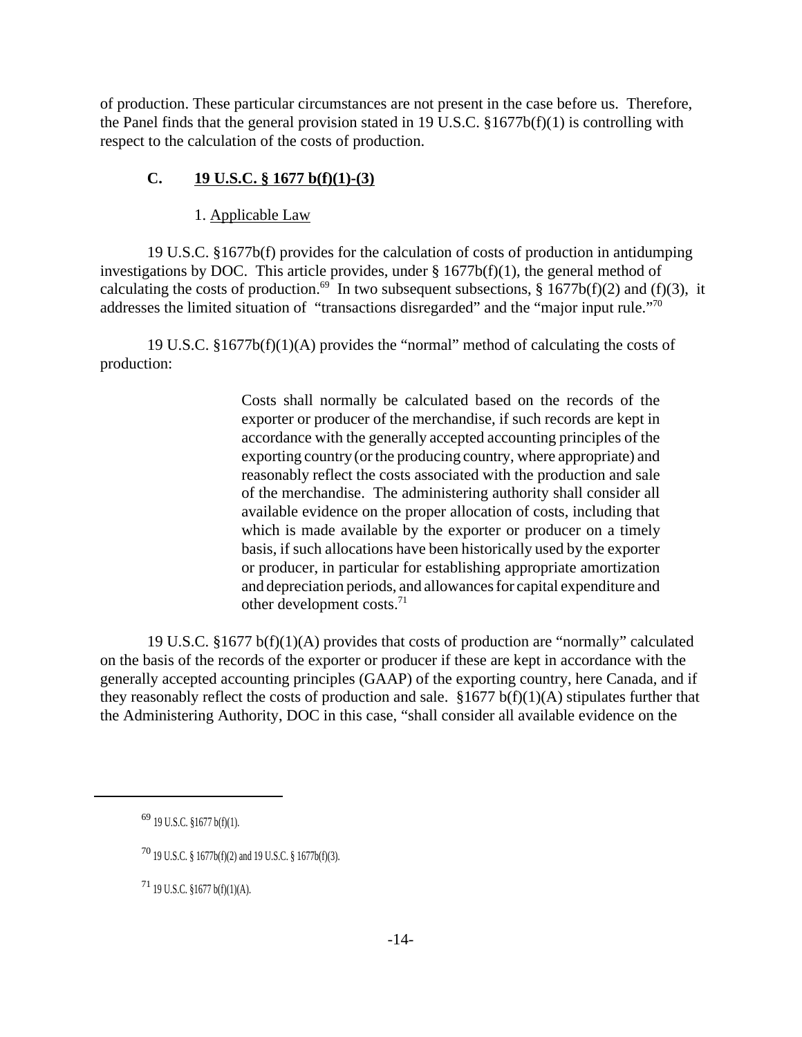of production. These particular circumstances are not present in the case before us. Therefore, the Panel finds that the general provision stated in 19 U.S.C. §1677b(f)(1) is controlling with respect to the calculation of the costs of production.

### C. 19 U.S.C. § 1677 b(f)(1)-(3)

1. Applicable Law

19 U.S.C. §1677b(f) provides for the calculation of costs of production in antidumping investigations by DOC. This article provides, under § 1677b(f)(1), the general method of calculating the costs of production.[69] In two subsequent subsections, § 1677b(f)(2) and (f)(3), it addresses the limited situation of "transactions disregarded" and the "major input rule."[70]

19 U.S.C. §1677b(f)(1)(A) provides the "normal" method of calculating the costs of production:

> Costs shall normally be calculated based on the records of the exporter or producer of the merchandise, if such records are kept in accordance with the generally accepted accounting principles of the exporting country (or the producing country, where appropriate) and reasonably reflect the costs associated with the production and sale of the merchandise. The administering authority shall consider all available evidence on the proper allocation of costs, including that which is made available by the exporter or producer on a timely basis, if such allocations have been historically used by the exporter or producer, in particular for establishing appropriate amortization and depreciation periods, and allowances for capital expenditure and other development costs.[71]

19 U.S.C. §1677 b(f)(1)(A) provides that costs of production are "normally" calculated on the basis of the records of the exporter or producer if these are kept in accordance with the generally accepted accounting principles (GAAP) of the exporting country, here Canada, and if they reasonably reflect the costs of production and sale. §1677 b(f)(1)(A) stipulates further that the Administering Authority, DOC in this case, "shall consider all available evidence on the

---

[69] 19 U.S.C. §1677 b(f)(1).

[70] 19 U.S.C. § 1677b(f)(2) and 19 U.S.C. § 1677b(f)(3).

[71] 19 U.S.C. §1677 b(f)(1)(A).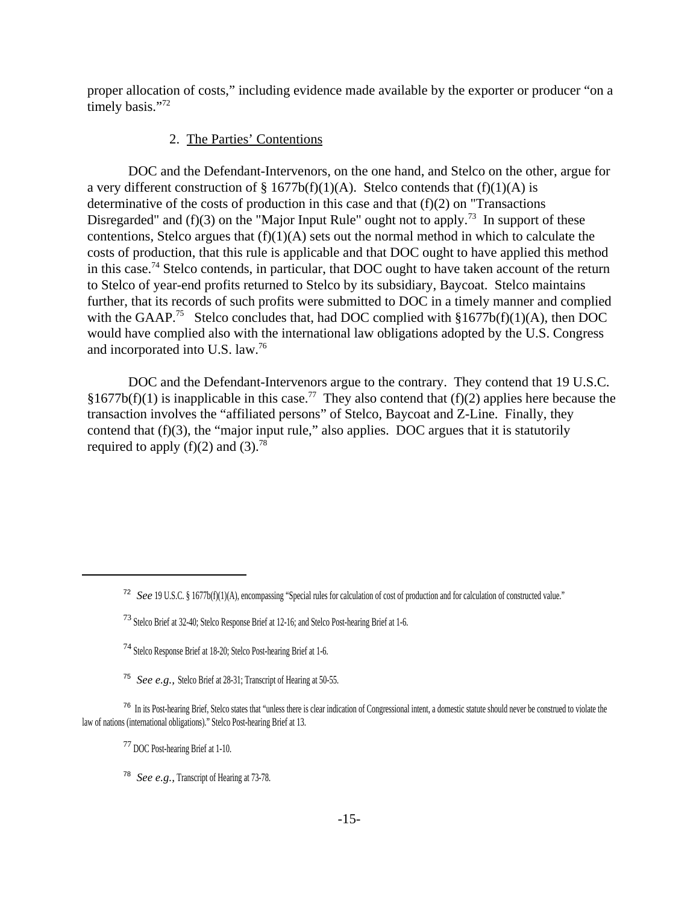proper allocation of costs," including evidence made available by the exporter or producer "on a timely basis."[72]

2. The Parties' Contentions

DOC and the Defendant-Intervenors, on the one hand, and Stelco on the other, argue for a very different construction of § 1677b(f)(1)(A). Stelco contends that (f)(1)(A) is determinative of the costs of production in this case and that (f)(2) on "Transactions Disregarded" and (f)(3) on the "Major Input Rule" ought not to apply.[73] In support of these contentions, Stelco argues that (f)(1)(A) sets out the normal method in which to calculate the costs of production, that this rule is applicable and that DOC ought to have applied this method in this case.[74] Stelco contends, in particular, that DOC ought to have taken account of the return to Stelco of year-end profits returned to Stelco by its subsidiary, Baycoat. Stelco maintains further, that its records of such profits were submitted to DOC in a timely manner and complied with the GAAP.[75] Stelco concludes that, had DOC complied with §1677b(f)(1)(A), then DOC would have complied also with the international law obligations adopted by the U.S. Congress and incorporated into U.S. law.[76]

DOC and the Defendant-Intervenors argue to the contrary. They contend that 19 U.S.C. §1677b(f)(1) is inapplicable in this case.[77] They also contend that (f)(2) applies here because the transaction involves the "affiliated persons" of Stelco, Baycoat and Z-Line. Finally, they contend that (f)(3), the "major input rule," also applies. DOC argues that it is statutorily required to apply (f)(2) and (3).[78]

---

[72] *See* 19 U.S.C. § 1677b(f)(1)(A), encompassing "Special rules for calculation of cost of production and for calculation of constructed value."

[73] Stelco Brief at 32-40; Stelco Response Brief at 12-16; and Stelco Post-hearing Brief at 1-6.

[74] Stelco Response Brief at 18-20; Stelco Post-hearing Brief at 1-6.

[75] *See e.g.,* Stelco Brief at 28-31; Transcript of Hearing at 50-55.

[76] In its Post-hearing Brief, Stelco states that "unless there is clear indication of Congressional intent, a domestic statute should never be construed to violate the law of nations (international obligations)." Stelco Post-hearing Brief at 13.

[77] DOC Post-hearing Brief at 1-10.

[78] *See e.g.,* Transcript of Hearing at 73-78.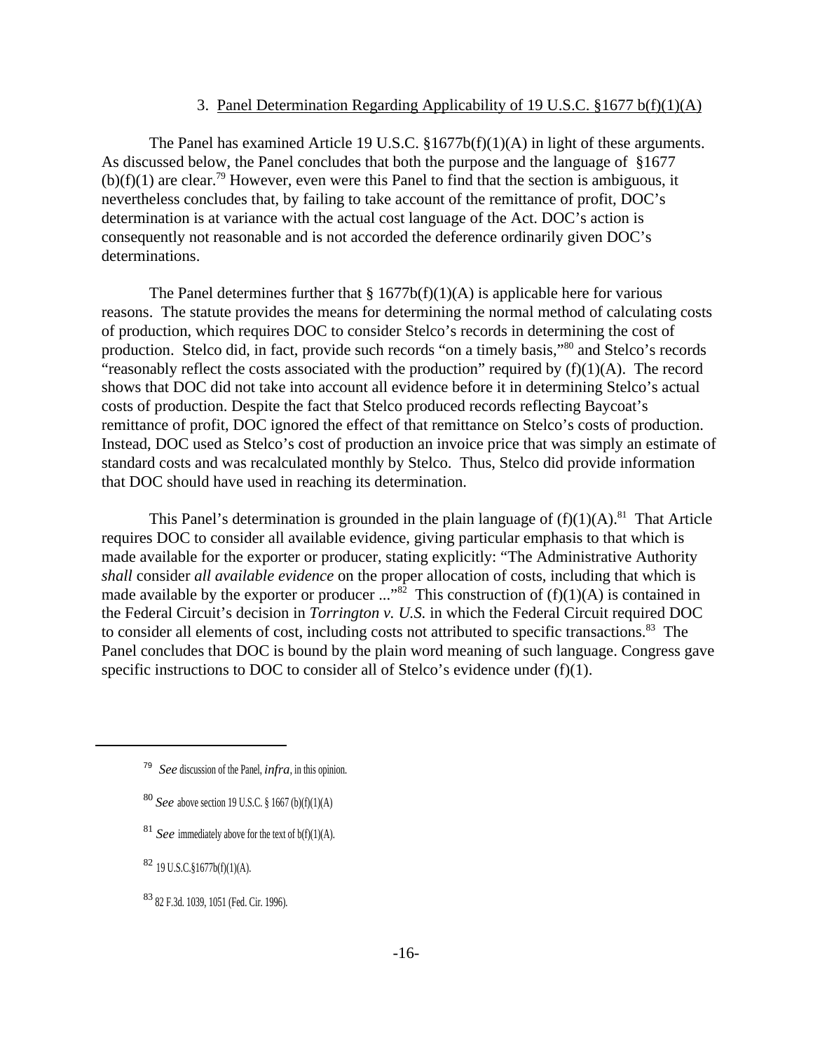### 3. Panel Determination Regarding Applicability of 19 U.S.C. §1677 b(f)(1)(A)

The Panel has examined Article 19 U.S.C. §1677b(f)(1)(A) in light of these arguments. As discussed below, the Panel concludes that both the purpose and the language of §1677 (b)(f)(1) are clear.[79] However, even were this Panel to find that the section is ambiguous, it nevertheless concludes that, by failing to take account of the remittance of profit, DOC's determination is at variance with the actual cost language of the Act. DOC's action is consequently not reasonable and is not accorded the deference ordinarily given DOC's determinations.

The Panel determines further that § 1677b(f)(1)(A) is applicable here for various reasons. The statute provides the means for determining the normal method of calculating costs of production, which requires DOC to consider Stelco's records in determining the cost of production. Stelco did, in fact, provide such records "on a timely basis,"[80] and Stelco's records "reasonably reflect the costs associated with the production" required by (f)(1)(A). The record shows that DOC did not take into account all evidence before it in determining Stelco's actual costs of production. Despite the fact that Stelco produced records reflecting Baycoat's remittance of profit, DOC ignored the effect of that remittance on Stelco's costs of production. Instead, DOC used as Stelco's cost of production an invoice price that was simply an estimate of standard costs and was recalculated monthly by Stelco. Thus, Stelco did provide information that DOC should have used in reaching its determination.

This Panel's determination is grounded in the plain language of (f)(1)(A).[81] That Article requires DOC to consider all available evidence, giving particular emphasis to that which is made available for the exporter or producer, stating explicitly: "The Administrative Authority *shall* consider *all available evidence* on the proper allocation of costs, including that which is made available by the exporter or producer ..."[82] This construction of (f)(1)(A) is contained in the Federal Circuit's decision in *Torrington v. U.S.* in which the Federal Circuit required DOC to consider all elements of cost, including costs not attributed to specific transactions.[83] The Panel concludes that DOC is bound by the plain word meaning of such language. Congress gave specific instructions to DOC to consider all of Stelco's evidence under (f)(1).

---

[79] *See* discussion of the Panel, *infra*, in this opinion.

[80] *See* above section 19 U.S.C. § 1667 (b)(f)(1)(A)

[81] *See* immediately above for the text of b(f)(1)(A).

[82] 19 U.S.C.§1677b(f)(1)(A).

[83] 82 F.3d. 1039, 1051 (Fed. Cir. 1996).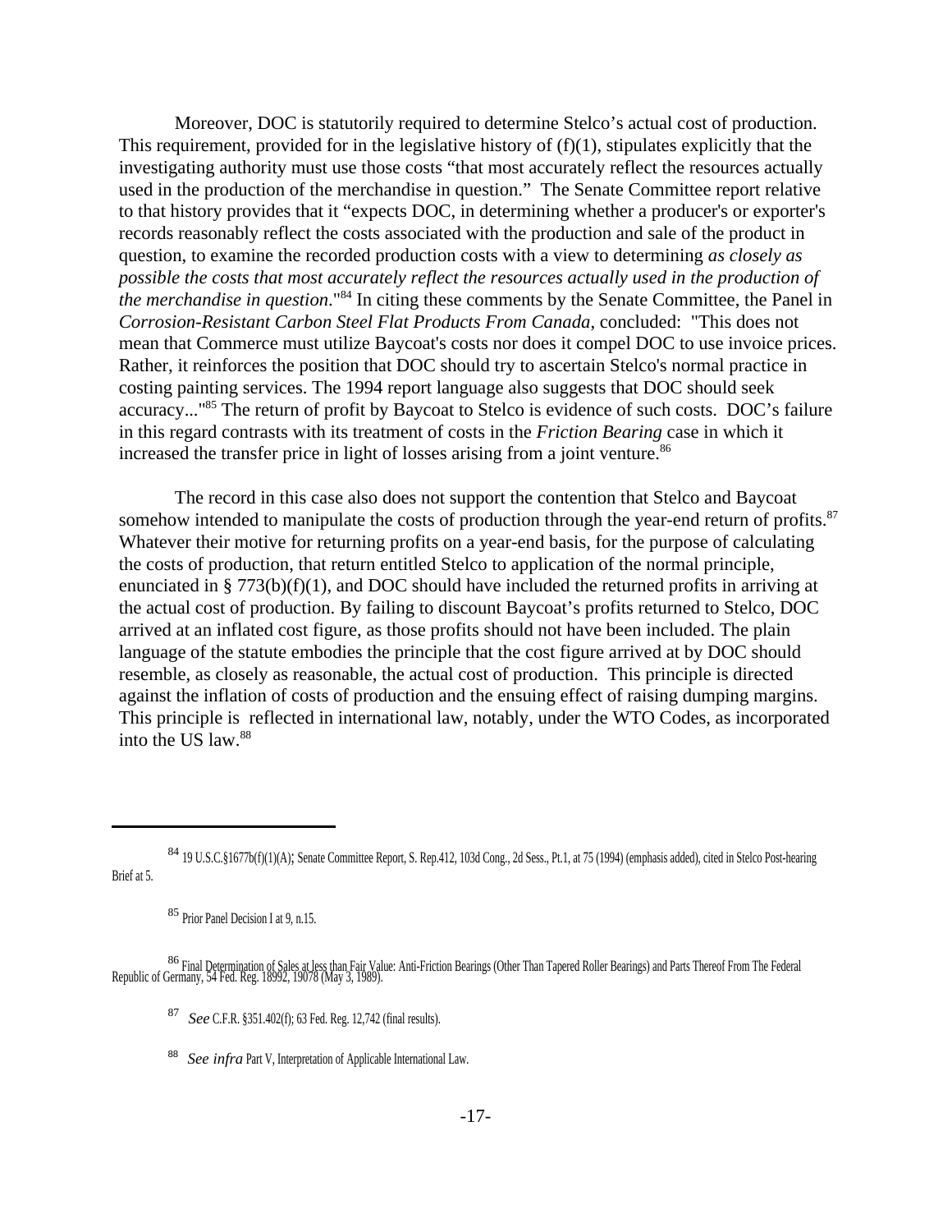Moreover, DOC is statutorily required to determine Stelco's actual cost of production. This requirement, provided for in the legislative history of (f)(1), stipulates explicitly that the investigating authority must use those costs "that most accurately reflect the resources actually used in the production of the merchandise in question." The Senate Committee report relative to that history provides that it "expects DOC, in determining whether a producer's or exporter's records reasonably reflect the costs associated with the production and sale of the product in question, to examine the recorded production costs with a view to determining *as closely as possible the costs that most accurately reflect the resources actually used in the production of the merchandise in question*."[84] In citing these comments by the Senate Committee, the Panel in *Corrosion-Resistant Carbon Steel Flat Products From Canada*, concluded: "This does not mean that Commerce must utilize Baycoat's costs nor does it compel DOC to use invoice prices. Rather, it reinforces the position that DOC should try to ascertain Stelco's normal practice in costing painting services. The 1994 report language also suggests that DOC should seek accuracy..."[85] The return of profit by Baycoat to Stelco is evidence of such costs. DOC's failure in this regard contrasts with its treatment of costs in the *Friction Bearing* case in which it increased the transfer price in light of losses arising from a joint venture.[86]

The record in this case also does not support the contention that Stelco and Baycoat somehow intended to manipulate the costs of production through the year-end return of profits.[87] Whatever their motive for returning profits on a year-end basis, for the purpose of calculating the costs of production, that return entitled Stelco to application of the normal principle, enunciated in § 773(b)(f)(1), and DOC should have included the returned profits in arriving at the actual cost of production. By failing to discount Baycoat's profits returned to Stelco, DOC arrived at an inflated cost figure, as those profits should not have been included. The plain language of the statute embodies the principle that the cost figure arrived at by DOC should resemble, as closely as reasonable, the actual cost of production. This principle is directed against the inflation of costs of production and the ensuing effect of raising dumping margins. This principle is reflected in international law, notably, under the WTO Codes, as incorporated into the US law.[88]

---

[84] 19 U.S.C.§1677b(f)(1)(A); Senate Committee Report, S. Rep.412, 103d Cong., 2d Sess., Pt.1, at 75 (1994) (emphasis added), cited in Stelco Post-hearing Brief at 5.

[85] Prior Panel Decision I at 9, n.15.

[86] Final Determination of Sales at less than Fair Value: Anti-Friction Bearings (Other Than Tapered Roller Bearings) and Parts Thereof From The Federal Republic of Germany, 54 Fed. Reg. 18992, 19078 (May 3, 1989).

[87] *See* C.F.R. §351.402(f); 63 Fed. Reg. 12,742 (final results).

[88] *See infra* Part V, Interpretation of Applicable International Law.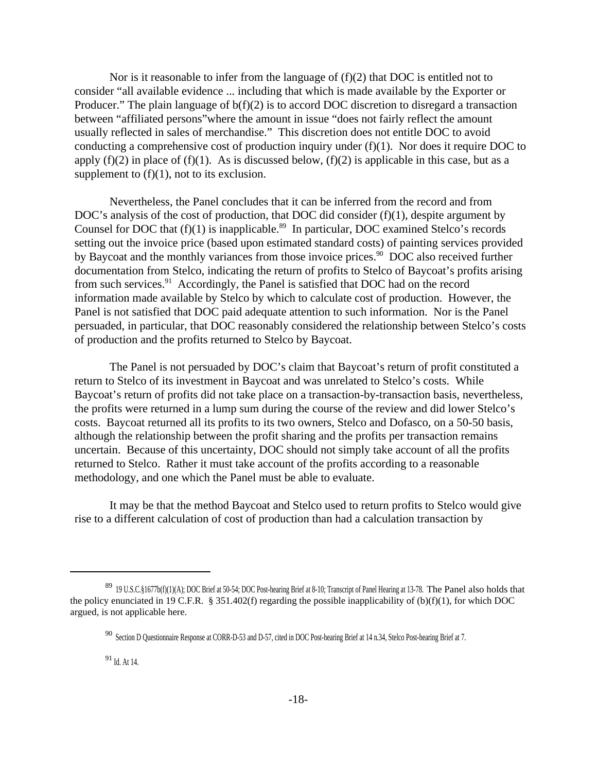Nor is it reasonable to infer from the language of (f)(2) that DOC is entitled not to consider "all available evidence ... including that which is made available by the Exporter or Producer." The plain language of b(f)(2) is to accord DOC discretion to disregard a transaction between "affiliated persons"where the amount in issue "does not fairly reflect the amount usually reflected in sales of merchandise." This discretion does not entitle DOC to avoid conducting a comprehensive cost of production inquiry under (f)(1). Nor does it require DOC to apply (f)(2) in place of (f)(1). As is discussed below, (f)(2) is applicable in this case, but as a supplement to (f)(1), not to its exclusion.

Nevertheless, the Panel concludes that it can be inferred from the record and from DOC's analysis of the cost of production, that DOC did consider (f)(1), despite argument by Counsel for DOC that (f)(1) is inapplicable.[89] In particular, DOC examined Stelco's records setting out the invoice price (based upon estimated standard costs) of painting services provided by Baycoat and the monthly variances from those invoice prices.[90] DOC also received further documentation from Stelco, indicating the return of profits to Stelco of Baycoat's profits arising from such services.[91] Accordingly, the Panel is satisfied that DOC had on the record information made available by Stelco by which to calculate cost of production. However, the Panel is not satisfied that DOC paid adequate attention to such information. Nor is the Panel persuaded, in particular, that DOC reasonably considered the relationship between Stelco's costs of production and the profits returned to Stelco by Baycoat.

The Panel is not persuaded by DOC's claim that Baycoat's return of profit constituted a return to Stelco of its investment in Baycoat and was unrelated to Stelco's costs. While Baycoat's return of profits did not take place on a transaction-by-transaction basis, nevertheless, the profits were returned in a lump sum during the course of the review and did lower Stelco's costs. Baycoat returned all its profits to its two owners, Stelco and Dofasco, on a 50-50 basis, although the relationship between the profit sharing and the profits per transaction remains uncertain. Because of this uncertainty, DOC should not simply take account of all the profits returned to Stelco. Rather it must take account of the profits according to a reasonable methodology, and one which the Panel must be able to evaluate.

It may be that the method Baycoat and Stelco used to return profits to Stelco would give rise to a different calculation of cost of production than had a calculation transaction by

---

[89] 19 U.S.C.§1677b(f)(1)(A); DOC Brief at 50-54; DOC Post-hearing Brief at 8-10; Transcript of Panel Hearing at 13-78. The Panel also holds that the policy enunciated in 19 C.F.R. § 351.402(f) regarding the possible inapplicability of (b)(f)(1), for which DOC argued, is not applicable here.

[90] Section D Questionnaire Response at CORR-D-53 and D-57, cited in DOC Post-hearing Brief at 14 n.34, Stelco Post-hearing Brief at 7.

[91] Id. At 14.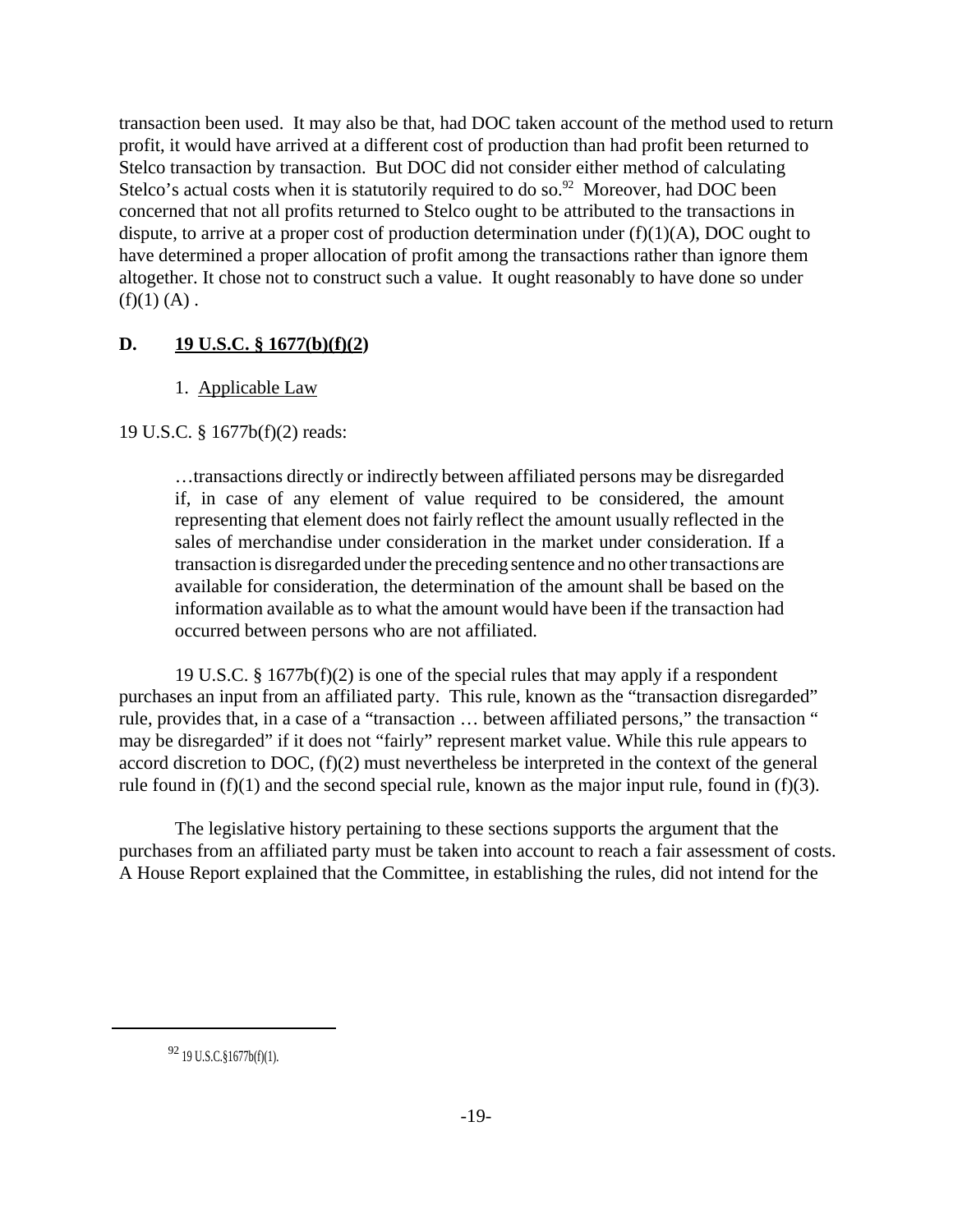transaction been used. It may also be that, had DOC taken account of the method used to return profit, it would have arrived at a different cost of production than had profit been returned to Stelco transaction by transaction. But DOC did not consider either method of calculating Stelco's actual costs when it is statutorily required to do so.[92] Moreover, had DOC been concerned that not all profits returned to Stelco ought to be attributed to the transactions in dispute, to arrive at a proper cost of production determination under (f)(1)(A), DOC ought to have determined a proper allocation of profit among the transactions rather than ignore them altogether. It chose not to construct such a value. It ought reasonably to have done so under (f)(1) (A) .

### D. 19 U.S.C. § 1677(b)(f)(2)

1. Applicable Law

19 U.S.C. § 1677b(f)(2) reads:

> …transactions directly or indirectly between affiliated persons may be disregarded if, in case of any element of value required to be considered, the amount representing that element does not fairly reflect the amount usually reflected in the sales of merchandise under consideration in the market under consideration. If a transaction is disregarded under the preceding sentence and no other transactions are available for consideration, the determination of the amount shall be based on the information available as to what the amount would have been if the transaction had occurred between persons who are not affiliated.

19 U.S.C. § 1677b(f)(2) is one of the special rules that may apply if a respondent purchases an input from an affiliated party. This rule, known as the "transaction disregarded" rule, provides that, in a case of a "transaction … between affiliated persons," the transaction " may be disregarded" if it does not "fairly" represent market value. While this rule appears to accord discretion to DOC, (f)(2) must nevertheless be interpreted in the context of the general rule found in (f)(1) and the second special rule, known as the major input rule, found in (f)(3).

The legislative history pertaining to these sections supports the argument that the purchases from an affiliated party must be taken into account to reach a fair assessment of costs. A House Report explained that the Committee, in establishing the rules, did not intend for the

---

[92] 19 U.S.C.§1677b(f)(1).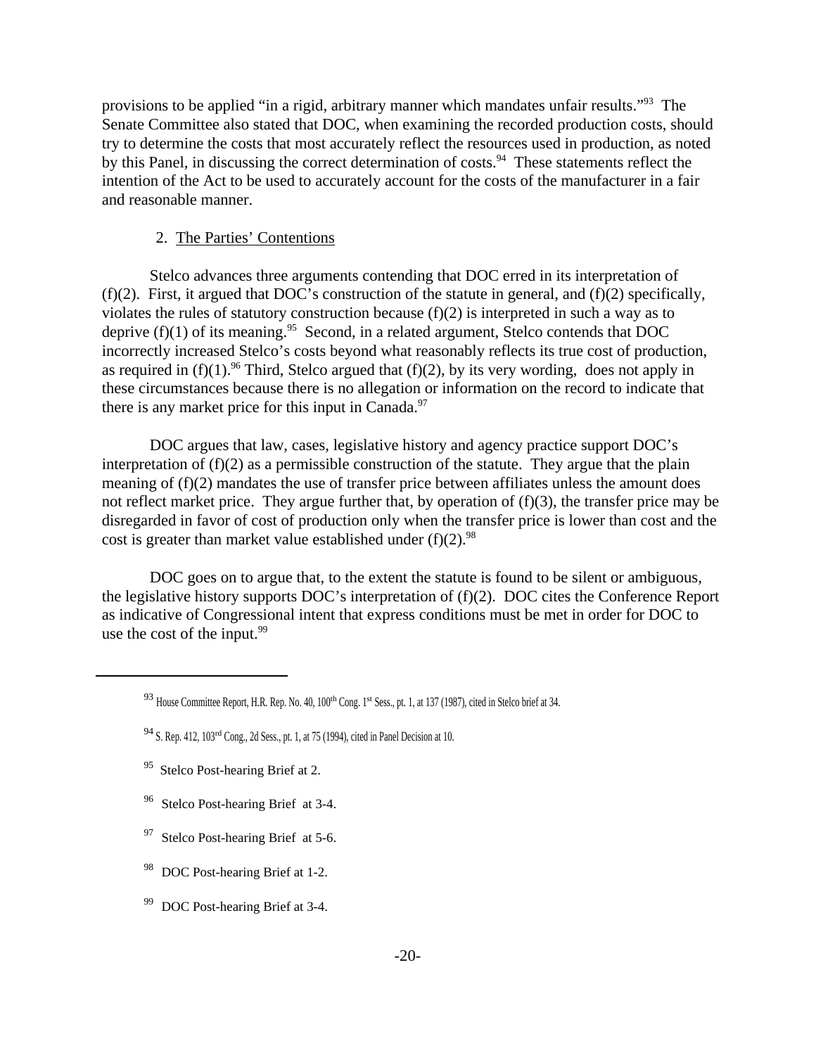provisions to be applied "in a rigid, arbitrary manner which mandates unfair results."[93] The Senate Committee also stated that DOC, when examining the recorded production costs, should try to determine the costs that most accurately reflect the resources used in production, as noted by this Panel, in discussing the correct determination of costs.[94] These statements reflect the intention of the Act to be used to accurately account for the costs of the manufacturer in a fair and reasonable manner.

2. The Parties' Contentions

Stelco advances three arguments contending that DOC erred in its interpretation of (f)(2). First, it argued that DOC's construction of the statute in general, and (f)(2) specifically, violates the rules of statutory construction because (f)(2) is interpreted in such a way as to deprive (f)(1) of its meaning.[95] Second, in a related argument, Stelco contends that DOC incorrectly increased Stelco's costs beyond what reasonably reflects its true cost of production, as required in (f)(1).[96] Third, Stelco argued that (f)(2), by its very wording, does not apply in these circumstances because there is no allegation or information on the record to indicate that there is any market price for this input in Canada.[97]

DOC argues that law, cases, legislative history and agency practice support DOC's interpretation of (f)(2) as a permissible construction of the statute. They argue that the plain meaning of (f)(2) mandates the use of transfer price between affiliates unless the amount does not reflect market price. They argue further that, by operation of (f)(3), the transfer price may be disregarded in favor of cost of production only when the transfer price is lower than cost and the cost is greater than market value established under (f)(2).[98]

DOC goes on to argue that, to the extent the statute is found to be silent or ambiguous, the legislative history supports DOC's interpretation of (f)(2). DOC cites the Conference Report as indicative of Congressional intent that express conditions must be met in order for DOC to use the cost of the input.[99]

---

[93] House Committee Report, H.R. Rep. No. 40, 100th Cong. 1st Sess., pt. 1, at 137 (1987), cited in Stelco brief at 34.

[94] S. Rep. 412, 103rd Cong., 2d Sess., pt. 1, at 75 (1994), cited in Panel Decision at 10.

[95] Stelco Post-hearing Brief at 2.

[96] Stelco Post-hearing Brief at 3-4.

[97] Stelco Post-hearing Brief at 5-6.

[98] DOC Post-hearing Brief at 1-2.

[99] DOC Post-hearing Brief at 3-4.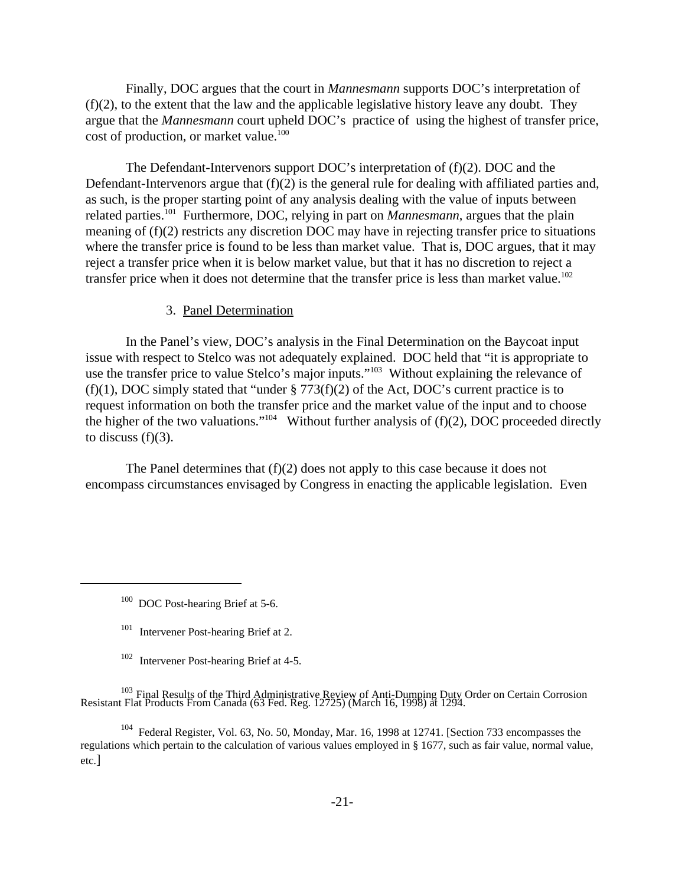Finally, DOC argues that the court in *Mannesmann* supports DOC's interpretation of (f)(2), to the extent that the law and the applicable legislative history leave any doubt. They argue that the *Mannesmann* court upheld DOC's practice of using the highest of transfer price, cost of production, or market value.[100]

The Defendant-Intervenors support DOC's interpretation of (f)(2). DOC and the Defendant-Intervenors argue that (f)(2) is the general rule for dealing with affiliated parties and, as such, is the proper starting point of any analysis dealing with the value of inputs between related parties.[101] Furthermore, DOC, relying in part on *Mannesmann*, argues that the plain meaning of (f)(2) restricts any discretion DOC may have in rejecting transfer price to situations where the transfer price is found to be less than market value. That is, DOC argues, that it may reject a transfer price when it is below market value, but that it has no discretion to reject a transfer price when it does not determine that the transfer price is less than market value.[102]

3. <u>Panel Determination</u>

In the Panel's view, DOC's analysis in the Final Determination on the Baycoat input issue with respect to Stelco was not adequately explained. DOC held that "it is appropriate to use the transfer price to value Stelco's major inputs."[103] Without explaining the relevance of (f)(1), DOC simply stated that "under § 773(f)(2) of the Act, DOC's current practice is to request information on both the transfer price and the market value of the input and to choose the higher of the two valuations."[104] Without further analysis of (f)(2), DOC proceeded directly to discuss (f)(3).

The Panel determines that (f)(2) does not apply to this case because it does not encompass circumstances envisaged by Congress in enacting the applicable legislation. Even

---

[100] DOC Post-hearing Brief at 5-6.

[101] Intervener Post-hearing Brief at 2.

[102] Intervener Post-hearing Brief at 4-5.

[103] Final Results of the Third Administrative Review of Anti-Dumping Duty Order on Certain Corrosion Resistant Flat Products From Canada (63 Fed. Reg. 12725) (March 16, 1998) at 1294.

[104] Federal Register, Vol. 63, No. 50, Monday, Mar. 16, 1998 at 12741. [Section 733 encompasses the regulations which pertain to the calculation of various values employed in § 1677, such as fair value, normal value, etc.]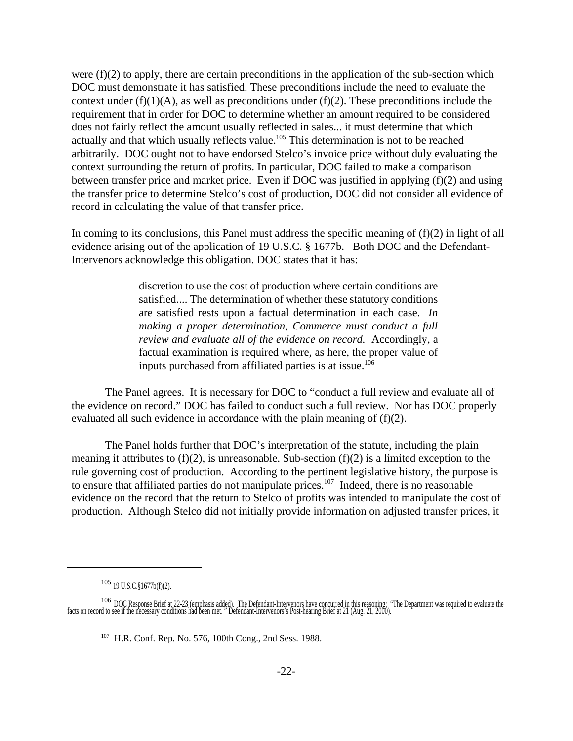were (f)(2) to apply, there are certain preconditions in the application of the sub-section which DOC must demonstrate it has satisfied. These preconditions include the need to evaluate the context under (f)(1)(A), as well as preconditions under (f)(2). These preconditions include the requirement that in order for DOC to determine whether an amount required to be considered does not fairly reflect the amount usually reflected in sales... it must determine that which actually and that which usually reflects value.[105] This determination is not to be reached arbitrarily. DOC ought not to have endorsed Stelco's invoice price without duly evaluating the context surrounding the return of profits. In particular, DOC failed to make a comparison between transfer price and market price. Even if DOC was justified in applying (f)(2) and using the transfer price to determine Stelco's cost of production, DOC did not consider all evidence of record in calculating the value of that transfer price.

In coming to its conclusions, this Panel must address the specific meaning of (f)(2) in light of all evidence arising out of the application of 19 U.S.C. § 1677b. Both DOC and the Defendant-Intervenors acknowledge this obligation. DOC states that it has:

> discretion to use the cost of production where certain conditions are satisfied.... The determination of whether these statutory conditions are satisfied rests upon a factual determination in each case. *In making a proper determination, Commerce must conduct a full review and evaluate all of the evidence on record.* Accordingly, a factual examination is required where, as here, the proper value of inputs purchased from affiliated parties is at issue.[106]

The Panel agrees. It is necessary for DOC to "conduct a full review and evaluate all of the evidence on record." DOC has failed to conduct such a full review. Nor has DOC properly evaluated all such evidence in accordance with the plain meaning of (f)(2).

The Panel holds further that DOC's interpretation of the statute, including the plain meaning it attributes to (f)(2), is unreasonable. Sub-section (f)(2) is a limited exception to the rule governing cost of production. According to the pertinent legislative history, the purpose is to ensure that affiliated parties do not manipulate prices.[107] Indeed, there is no reasonable evidence on the record that the return to Stelco of profits was intended to manipulate the cost of production. Although Stelco did not initially provide information on adjusted transfer prices, it

---

[105] 19 U.S.C.§1677b(f)(2).

[106] DOC Response Brief at 22-23 (emphasis added). The Defendant-Intervenors have concurred in this reasoning: "The Department was required to evaluate the facts on record to see if the necessary conditions had been met." Defendant-Intervenors's Post-hearing Brief at 21 (Aug. 21, 2000).

[107] H.R. Conf. Rep. No. 576, 100th Cong., 2nd Sess. 1988.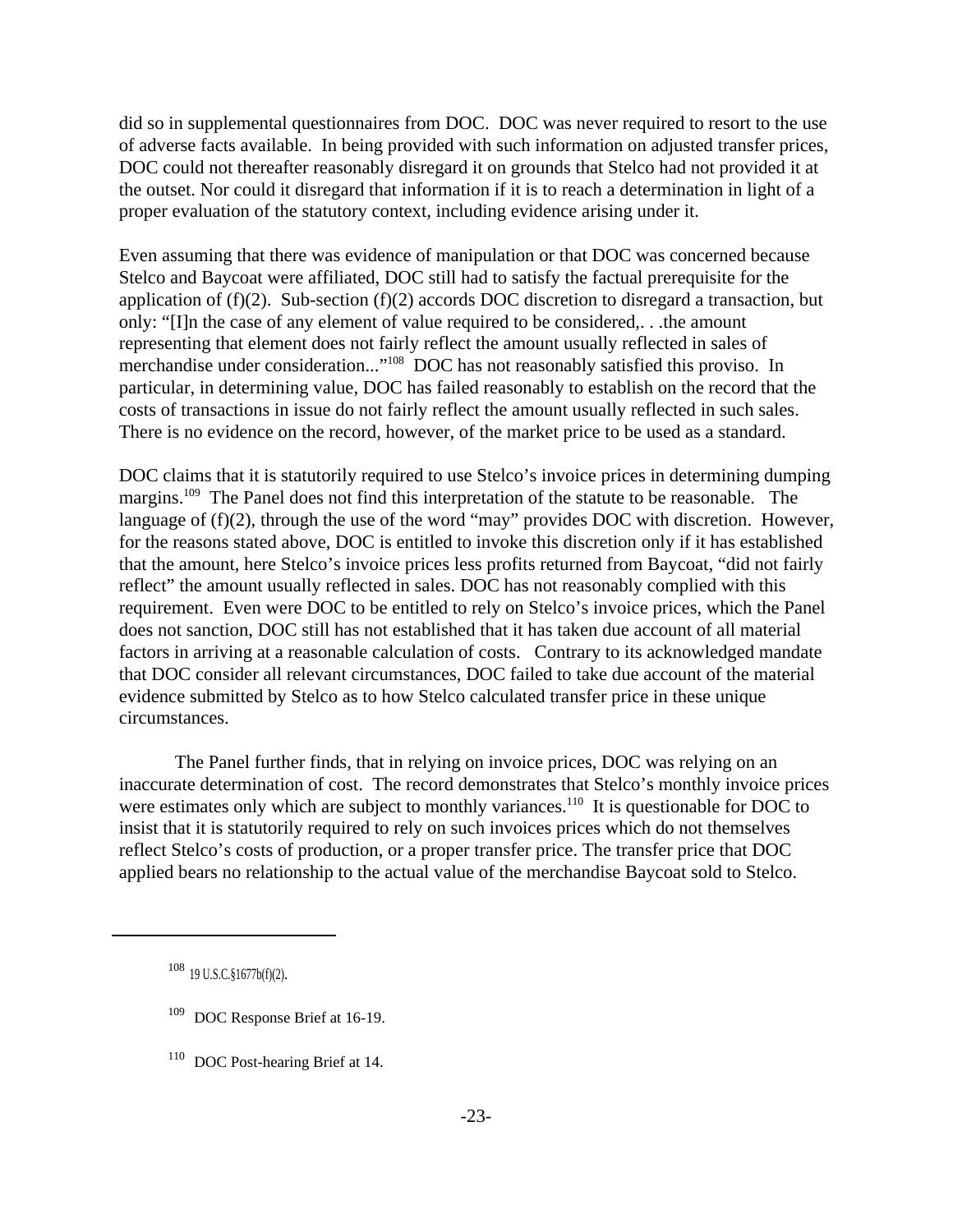did so in supplemental questionnaires from DOC. DOC was never required to resort to the use of adverse facts available. In being provided with such information on adjusted transfer prices, DOC could not thereafter reasonably disregard it on grounds that Stelco had not provided it at the outset. Nor could it disregard that information if it is to reach a determination in light of a proper evaluation of the statutory context, including evidence arising under it.

Even assuming that there was evidence of manipulation or that DOC was concerned because Stelco and Baycoat were affiliated, DOC still had to satisfy the factual prerequisite for the application of (f)(2). Sub-section (f)(2) accords DOC discretion to disregard a transaction, but only: "[I]n the case of any element of value required to be considered,. . .the amount representing that element does not fairly reflect the amount usually reflected in sales of merchandise under consideration..."[108] DOC has not reasonably satisfied this proviso. In particular, in determining value, DOC has failed reasonably to establish on the record that the costs of transactions in issue do not fairly reflect the amount usually reflected in such sales. There is no evidence on the record, however, of the market price to be used as a standard.

DOC claims that it is statutorily required to use Stelco's invoice prices in determining dumping margins.[109] The Panel does not find this interpretation of the statute to be reasonable. The language of (f)(2), through the use of the word "may" provides DOC with discretion. However, for the reasons stated above, DOC is entitled to invoke this discretion only if it has established that the amount, here Stelco's invoice prices less profits returned from Baycoat, "did not fairly reflect" the amount usually reflected in sales. DOC has not reasonably complied with this requirement. Even were DOC to be entitled to rely on Stelco's invoice prices, which the Panel does not sanction, DOC still has not established that it has taken due account of all material factors in arriving at a reasonable calculation of costs. Contrary to its acknowledged mandate that DOC consider all relevant circumstances, DOC failed to take due account of the material evidence submitted by Stelco as to how Stelco calculated transfer price in these unique circumstances.

The Panel further finds, that in relying on invoice prices, DOC was relying on an inaccurate determination of cost. The record demonstrates that Stelco's monthly invoice prices were estimates only which are subject to monthly variances.[110] It is questionable for DOC to insist that it is statutorily required to rely on such invoices prices which do not themselves reflect Stelco's costs of production, or a proper transfer price. The transfer price that DOC applied bears no relationship to the actual value of the merchandise Baycoat sold to Stelco.

---

[108] 19 U.S.C.§1677b(f)(2).

[109] DOC Response Brief at 16-19.

[110] DOC Post-hearing Brief at 14.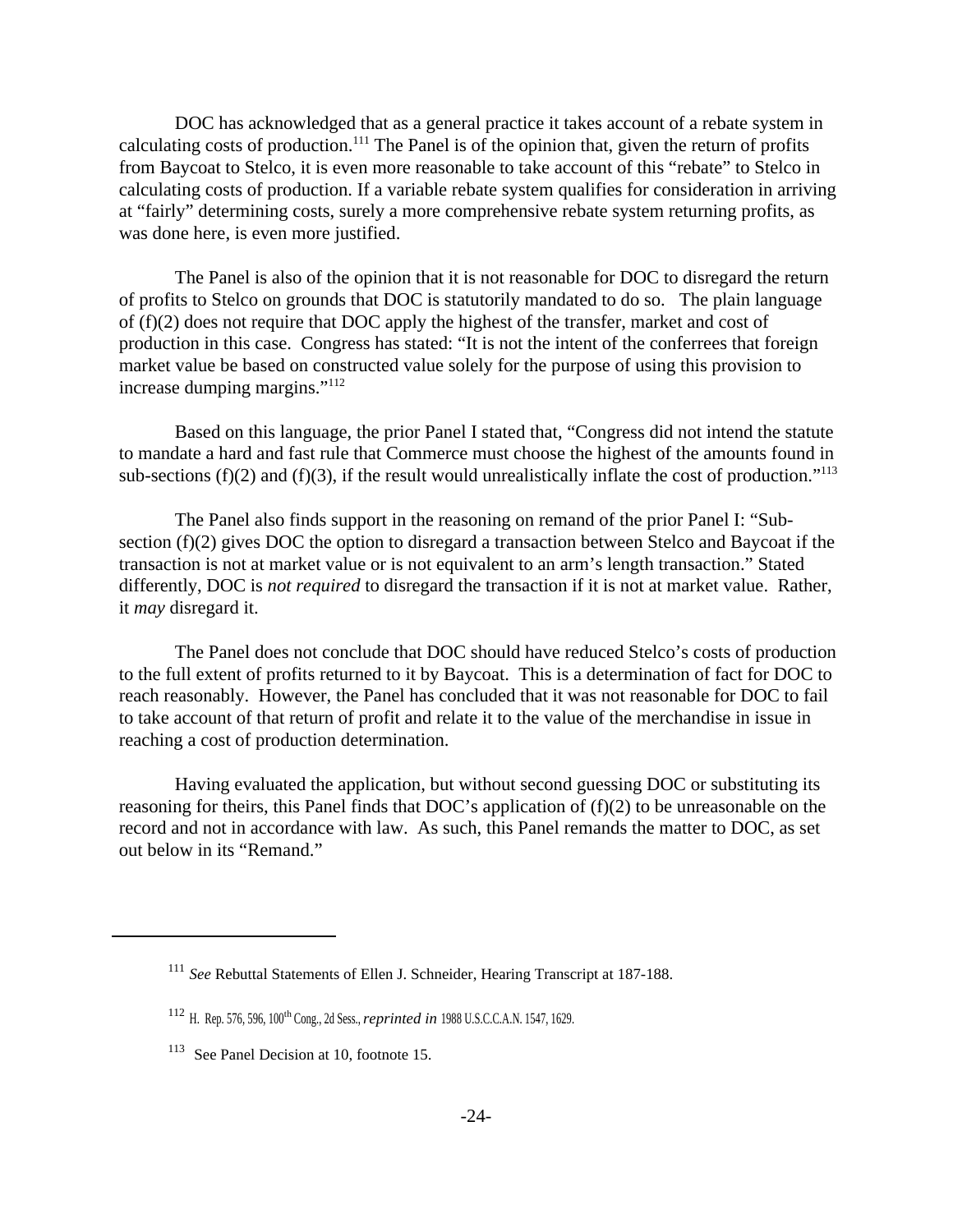DOC has acknowledged that as a general practice it takes account of a rebate system in calculating costs of production.[111] The Panel is of the opinion that, given the return of profits from Baycoat to Stelco, it is even more reasonable to take account of this "rebate" to Stelco in calculating costs of production. If a variable rebate system qualifies for consideration in arriving at "fairly" determining costs, surely a more comprehensive rebate system returning profits, as was done here, is even more justified.

The Panel is also of the opinion that it is not reasonable for DOC to disregard the return of profits to Stelco on grounds that DOC is statutorily mandated to do so. The plain language of (f)(2) does not require that DOC apply the highest of the transfer, market and cost of production in this case. Congress has stated: "It is not the intent of the conferrees that foreign market value be based on constructed value solely for the purpose of using this provision to increase dumping margins."[112]

Based on this language, the prior Panel I stated that, "Congress did not intend the statute to mandate a hard and fast rule that Commerce must choose the highest of the amounts found in sub-sections (f)(2) and (f)(3), if the result would unrealistically inflate the cost of production."[113]

The Panel also finds support in the reasoning on remand of the prior Panel I: "Sub-section (f)(2) gives DOC the option to disregard a transaction between Stelco and Baycoat if the transaction is not at market value or is not equivalent to an arm's length transaction." Stated differently, DOC is *not required* to disregard the transaction if it is not at market value. Rather, it *may* disregard it.

The Panel does not conclude that DOC should have reduced Stelco's costs of production to the full extent of profits returned to it by Baycoat. This is a determination of fact for DOC to reach reasonably. However, the Panel has concluded that it was not reasonable for DOC to fail to take account of that return of profit and relate it to the value of the merchandise in issue in reaching a cost of production determination.

Having evaluated the application, but without second guessing DOC or substituting its reasoning for theirs, this Panel finds that DOC's application of (f)(2) to be unreasonable on the record and not in accordance with law. As such, this Panel remands the matter to DOC, as set out below in its "Remand."

---

[111] *See* Rebuttal Statements of Ellen J. Schneider, Hearing Transcript at 187-188.

[112] H. Rep. 576, 596, 100th Cong., 2d Sess., *reprinted in* 1988 U.S.C.C.A.N. 1547, 1629.

[113] See Panel Decision at 10, footnote 15.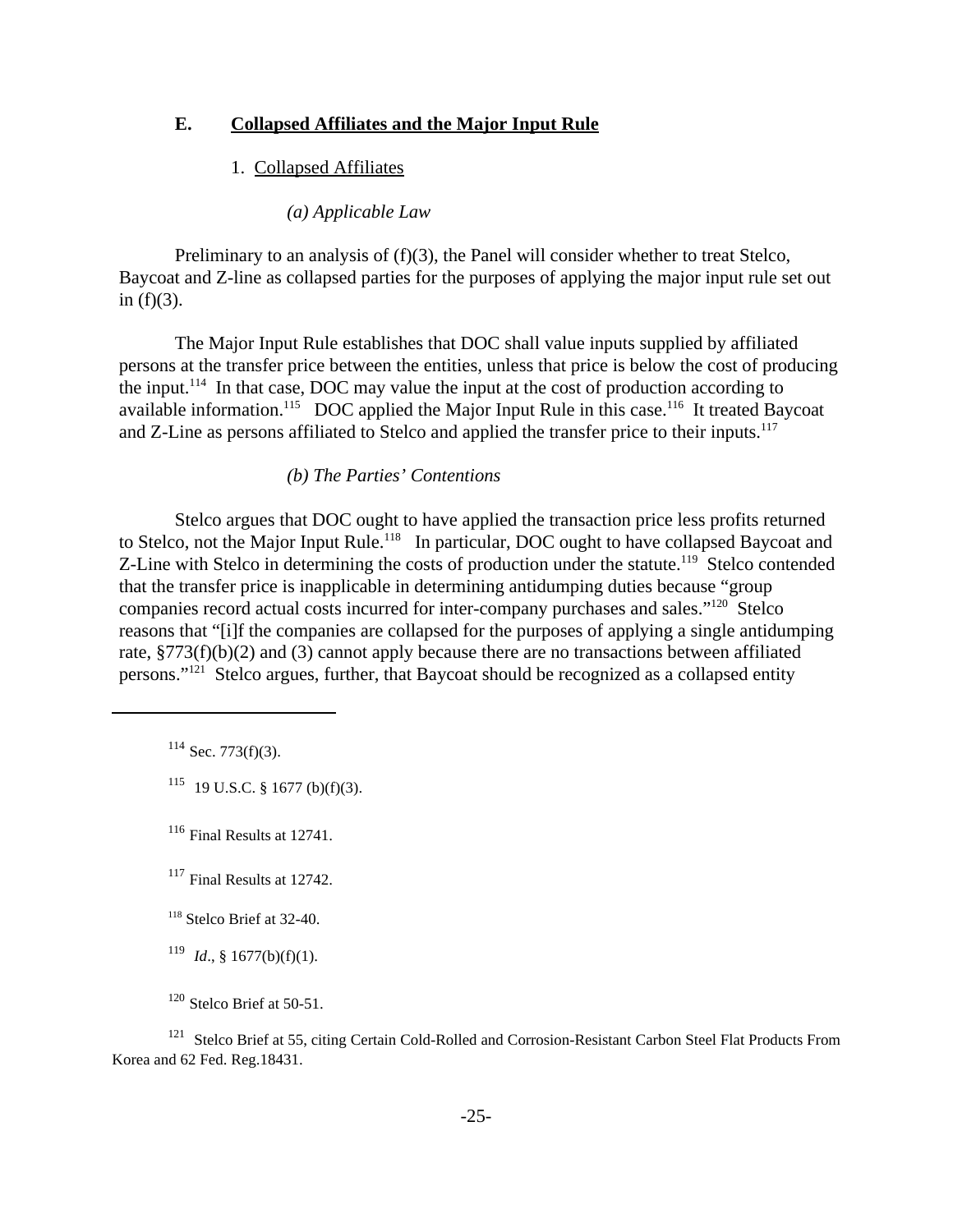### E. **Collapsed Affiliates and the Major Input Rule**

#### 1. Collapsed Affiliates

*(a) Applicable Law*

Preliminary to an analysis of (f)(3), the Panel will consider whether to treat Stelco, Baycoat and Z-line as collapsed parties for the purposes of applying the major input rule set out in (f)(3).

The Major Input Rule establishes that DOC shall value inputs supplied by affiliated persons at the transfer price between the entities, unless that price is below the cost of producing the input.[114] In that case, DOC may value the input at the cost of production according to available information.[115] DOC applied the Major Input Rule in this case.[116] It treated Baycoat and Z-Line as persons affiliated to Stelco and applied the transfer price to their inputs.[117]

*(b) The Parties' Contentions*

Stelco argues that DOC ought to have applied the transaction price less profits returned to Stelco, not the Major Input Rule.[118] In particular, DOC ought to have collapsed Baycoat and Z-Line with Stelco in determining the costs of production under the statute.[119] Stelco contended that the transfer price is inapplicable in determining antidumping duties because "group companies record actual costs incurred for inter-company purchases and sales."[120] Stelco reasons that "[i]f the companies are collapsed for the purposes of applying a single antidumping rate, §773(f)(b)(2) and (3) cannot apply because there are no transactions between affiliated persons."[121] Stelco argues, further, that Baycoat should be recognized as a collapsed entity

---

[114] Sec. 773(f)(3).

[115] 19 U.S.C. § 1677 (b)(f)(3).

[116] Final Results at 12741.

[117] Final Results at 12742.

[118] Stelco Brief at 32-40.

[119] *Id*., § 1677(b)(f)(1).

[120] Stelco Brief at 50-51.

[121] Stelco Brief at 55, citing Certain Cold-Rolled and Corrosion-Resistant Carbon Steel Flat Products From Korea and 62 Fed. Reg.18431.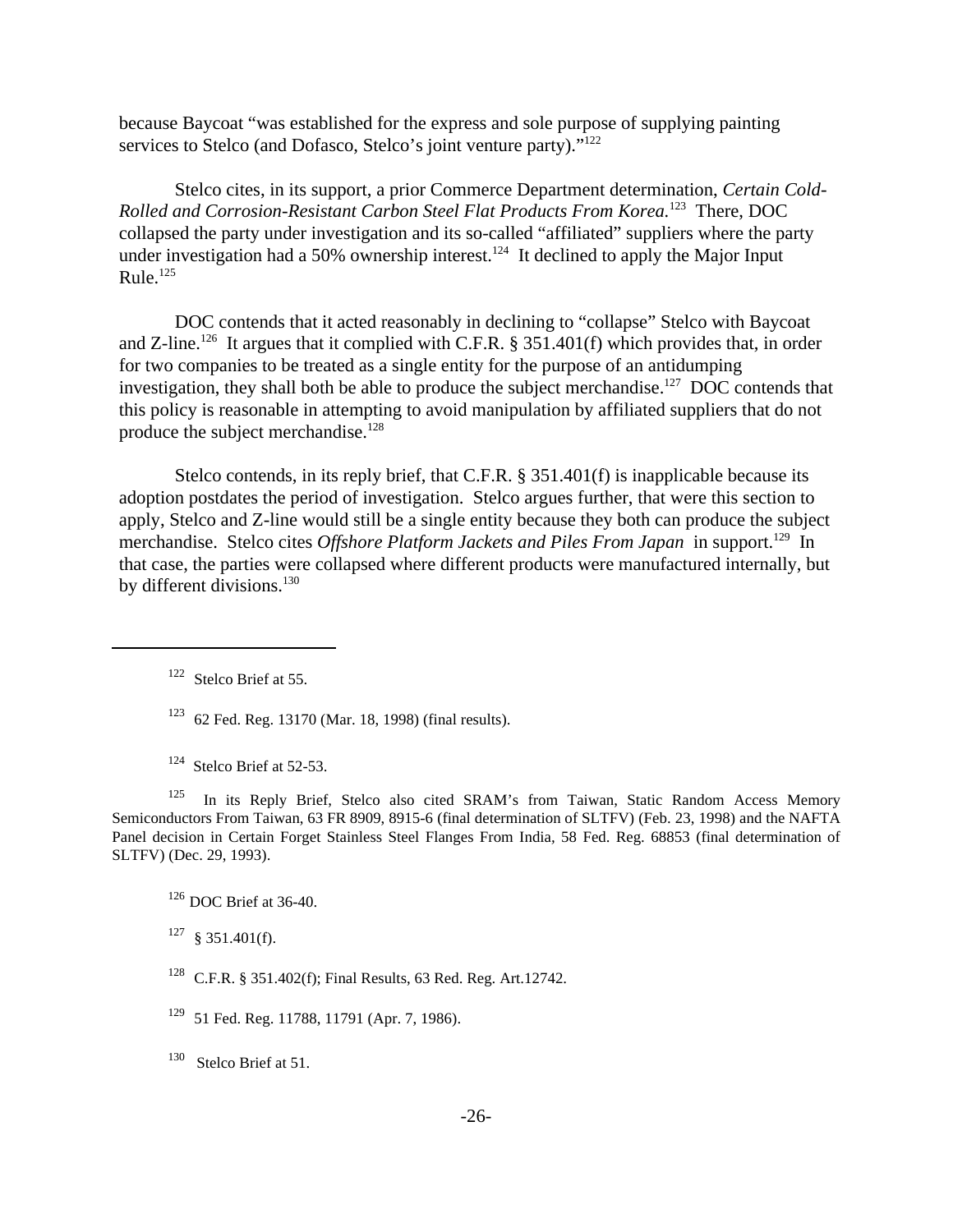because Baycoat "was established for the express and sole purpose of supplying painting services to Stelco (and Dofasco, Stelco's joint venture party)."[122]

Stelco cites, in its support, a prior Commerce Department determination, *Certain Cold-Rolled and Corrosion-Resistant Carbon Steel Flat Products From Korea.*[123] There, DOC collapsed the party under investigation and its so-called "affiliated" suppliers where the party under investigation had a 50% ownership interest.[124] It declined to apply the Major Input Rule.[125]

DOC contends that it acted reasonably in declining to "collapse" Stelco with Baycoat and Z-line.[126] It argues that it complied with C.F.R. § 351.401(f) which provides that, in order for two companies to be treated as a single entity for the purpose of an antidumping investigation, they shall both be able to produce the subject merchandise.[127] DOC contends that this policy is reasonable in attempting to avoid manipulation by affiliated suppliers that do not produce the subject merchandise.[128]

Stelco contends, in its reply brief, that C.F.R. § 351.401(f) is inapplicable because its adoption postdates the period of investigation. Stelco argues further, that were this section to apply, Stelco and Z-line would still be a single entity because they both can produce the subject merchandise. Stelco cites *Offshore Platform Jackets and Piles From Japan* in support.[129] In that case, the parties were collapsed where different products were manufactured internally, but by different divisions.[130]

---

[122] Stelco Brief at 55.

[123] 62 Fed. Reg. 13170 (Mar. 18, 1998) (final results).

[124] Stelco Brief at 52-53.

[125] In its Reply Brief, Stelco also cited SRAM's from Taiwan, Static Random Access Memory Semiconductors From Taiwan, 63 FR 8909, 8915-6 (final determination of SLTFV) (Feb. 23, 1998) and the NAFTA Panel decision in Certain Forget Stainless Steel Flanges From India, 58 Fed. Reg. 68853 (final determination of SLTFV) (Dec. 29, 1993).

[126] DOC Brief at 36-40.

[127] § 351.401(f).

[128] C.F.R. § 351.402(f); Final Results, 63 Red. Reg. Art.12742.

[129] 51 Fed. Reg. 11788, 11791 (Apr. 7, 1986).

[130] Stelco Brief at 51.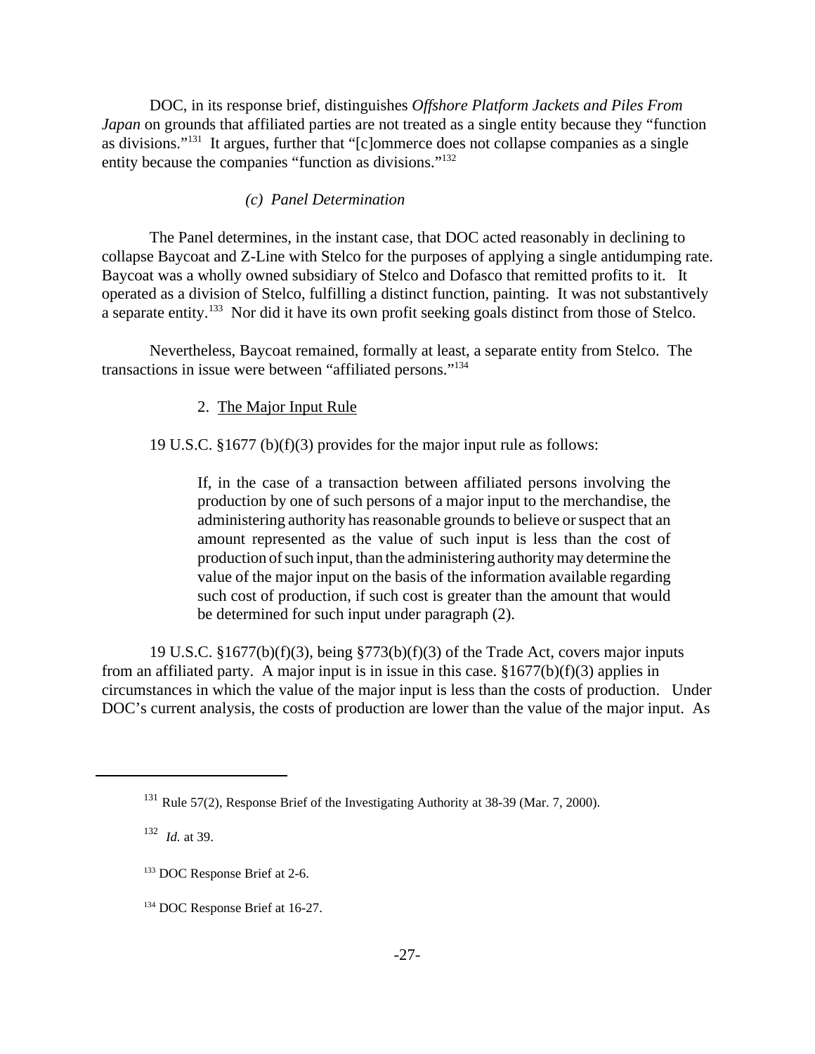DOC, in its response brief, distinguishes *Offshore Platform Jackets and Piles From Japan* on grounds that affiliated parties are not treated as a single entity because they "function as divisions."[131] It argues, further that "[c]ommerce does not collapse companies as a single entity because the companies "function as divisions."[132]

*(c) Panel Determination*

The Panel determines, in the instant case, that DOC acted reasonably in declining to collapse Baycoat and Z-Line with Stelco for the purposes of applying a single antidumping rate. Baycoat was a wholly owned subsidiary of Stelco and Dofasco that remitted profits to it. It operated as a division of Stelco, fulfilling a distinct function, painting. It was not substantively a separate entity.[133] Nor did it have its own profit seeking goals distinct from those of Stelco.

Nevertheless, Baycoat remained, formally at least, a separate entity from Stelco. The transactions in issue were between "affiliated persons."[134]

2. The Major Input Rule

19 U.S.C. §1677 (b)(f)(3) provides for the major input rule as follows:

> If, in the case of a transaction between affiliated persons involving the production by one of such persons of a major input to the merchandise, the administering authority has reasonable grounds to believe or suspect that an amount represented as the value of such input is less than the cost of production of such input, than the administering authority may determine the value of the major input on the basis of the information available regarding such cost of production, if such cost is greater than the amount that would be determined for such input under paragraph (2).

19 U.S.C. §1677(b)(f)(3), being §773(b)(f)(3) of the Trade Act, covers major inputs from an affiliated party. A major input is in issue in this case. §1677(b)(f)(3) applies in circumstances in which the value of the major input is less than the costs of production. Under DOC's current analysis, the costs of production are lower than the value of the major input. As

---

[131] Rule 57(2), Response Brief of the Investigating Authority at 38-39 (Mar. 7, 2000).

[132] *Id.* at 39.

[133] DOC Response Brief at 2-6.

[134] DOC Response Brief at 16-27.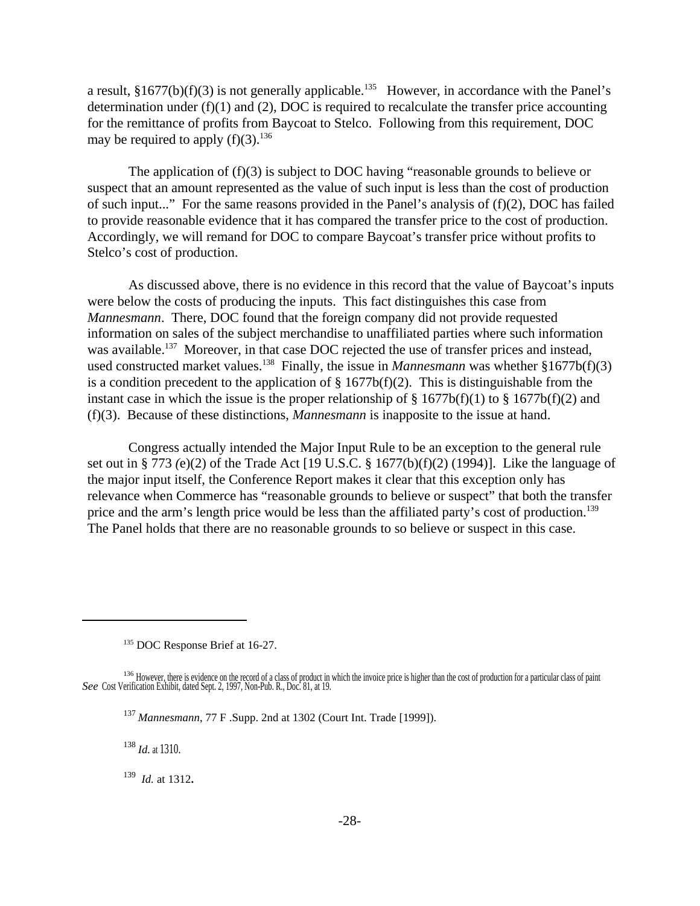a result, §1677(b)(f)(3) is not generally applicable.[135] However, in accordance with the Panel's determination under (f)(1) and (2), DOC is required to recalculate the transfer price accounting for the remittance of profits from Baycoat to Stelco. Following from this requirement, DOC may be required to apply (f)(3).[136]

The application of (f)(3) is subject to DOC having "reasonable grounds to believe or suspect that an amount represented as the value of such input is less than the cost of production of such input..." For the same reasons provided in the Panel's analysis of (f)(2), DOC has failed to provide reasonable evidence that it has compared the transfer price to the cost of production. Accordingly, we will remand for DOC to compare Baycoat's transfer price without profits to Stelco's cost of production.

As discussed above, there is no evidence in this record that the value of Baycoat's inputs were below the costs of producing the inputs. This fact distinguishes this case from *Mannesmann*. There, DOC found that the foreign company did not provide requested information on sales of the subject merchandise to unaffiliated parties where such information was available.[137] Moreover, in that case DOC rejected the use of transfer prices and instead, used constructed market values.[138] Finally, the issue in *Mannesmann* was whether §1677b(f)(3) is a condition precedent to the application of § 1677b(f)(2). This is distinguishable from the instant case in which the issue is the proper relationship of § 1677b(f)(1) to § 1677b(f)(2) and (f)(3). Because of these distinctions, *Mannesmann* is inapposite to the issue at hand.

Congress actually intended the Major Input Rule to be an exception to the general rule set out in § 773 (e)(2) of the Trade Act [19 U.S.C. § 1677(b)(f)(2) (1994)]. Like the language of the major input itself, the Conference Report makes it clear that this exception only has relevance when Commerce has "reasonable grounds to believe or suspect" that both the transfer price and the arm's length price would be less than the affiliated party's cost of production.[139] The Panel holds that there are no reasonable grounds to so believe or suspect in this case.

---

[135] DOC Response Brief at 16-27.

[136] However, there is evidence on the record of a class of product in which the invoice price is higher than the cost of production for a particular class of paint *See* Cost Verification Exhibit, dated Sept. 2, 1997, Non-Pub. R., Doc. 81, at 19.

[137] *Mannesmann*, 77 F .Supp. 2nd at 1302 (Court Int. Trade [1999]).

[138] *Id*. at 1310.

[139] *Id.* at 1312**.**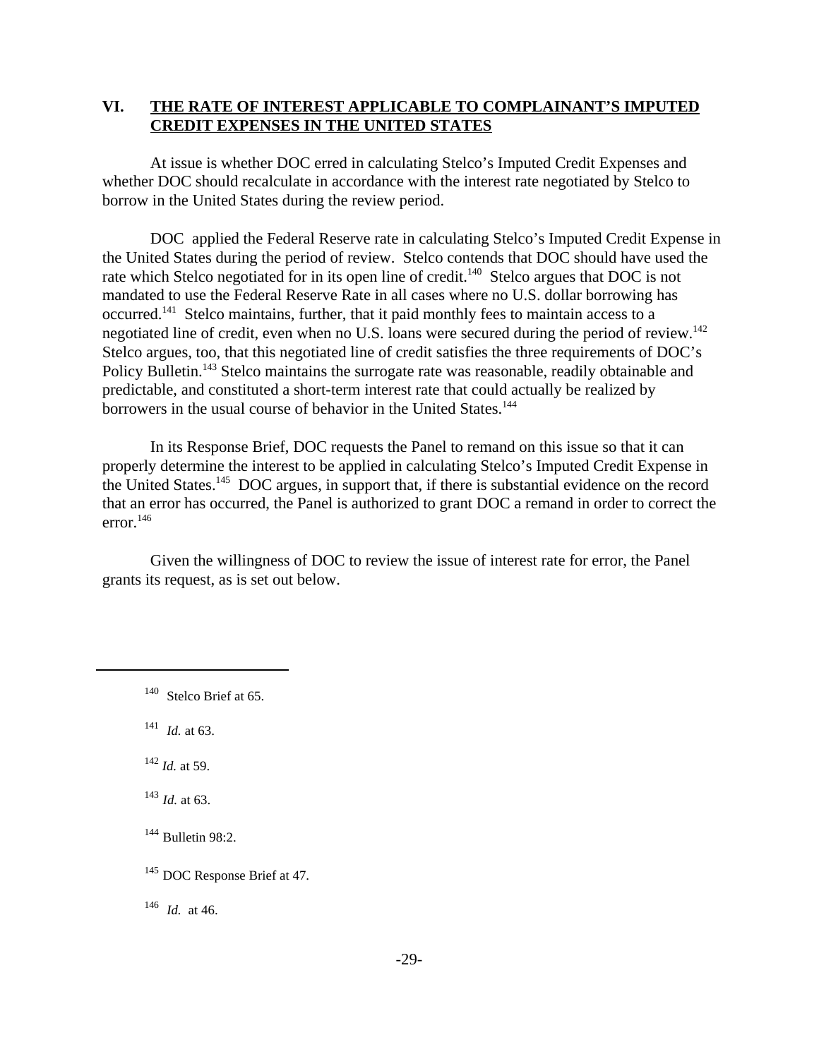## VI. THE RATE OF INTEREST APPLICABLE TO COMPLAINANT'S IMPUTED CREDIT EXPENSES IN THE UNITED STATES

At issue is whether DOC erred in calculating Stelco's Imputed Credit Expenses and whether DOC should recalculate in accordance with the interest rate negotiated by Stelco to borrow in the United States during the review period.

DOC applied the Federal Reserve rate in calculating Stelco's Imputed Credit Expense in the United States during the period of review. Stelco contends that DOC should have used the rate which Stelco negotiated for in its open line of credit.[140] Stelco argues that DOC is not mandated to use the Federal Reserve Rate in all cases where no U.S. dollar borrowing has occurred.[141] Stelco maintains, further, that it paid monthly fees to maintain access to a negotiated line of credit, even when no U.S. loans were secured during the period of review.[142] Stelco argues, too, that this negotiated line of credit satisfies the three requirements of DOC's Policy Bulletin.[143] Stelco maintains the surrogate rate was reasonable, readily obtainable and predictable, and constituted a short-term interest rate that could actually be realized by borrowers in the usual course of behavior in the United States.[144]

In its Response Brief, DOC requests the Panel to remand on this issue so that it can properly determine the interest to be applied in calculating Stelco's Imputed Credit Expense in the United States.[145] DOC argues, in support that, if there is substantial evidence on the record that an error has occurred, the Panel is authorized to grant DOC a remand in order to correct the error.[146]

Given the willingness of DOC to review the issue of interest rate for error, the Panel grants its request, as is set out below.

---

[140] Stelco Brief at 65.

[141] *Id.* at 63.

[142] *Id.* at 59.

[143] *Id.* at 63.

[144] Bulletin 98:2.

[145] DOC Response Brief at 47.

[146] *Id.* at 46.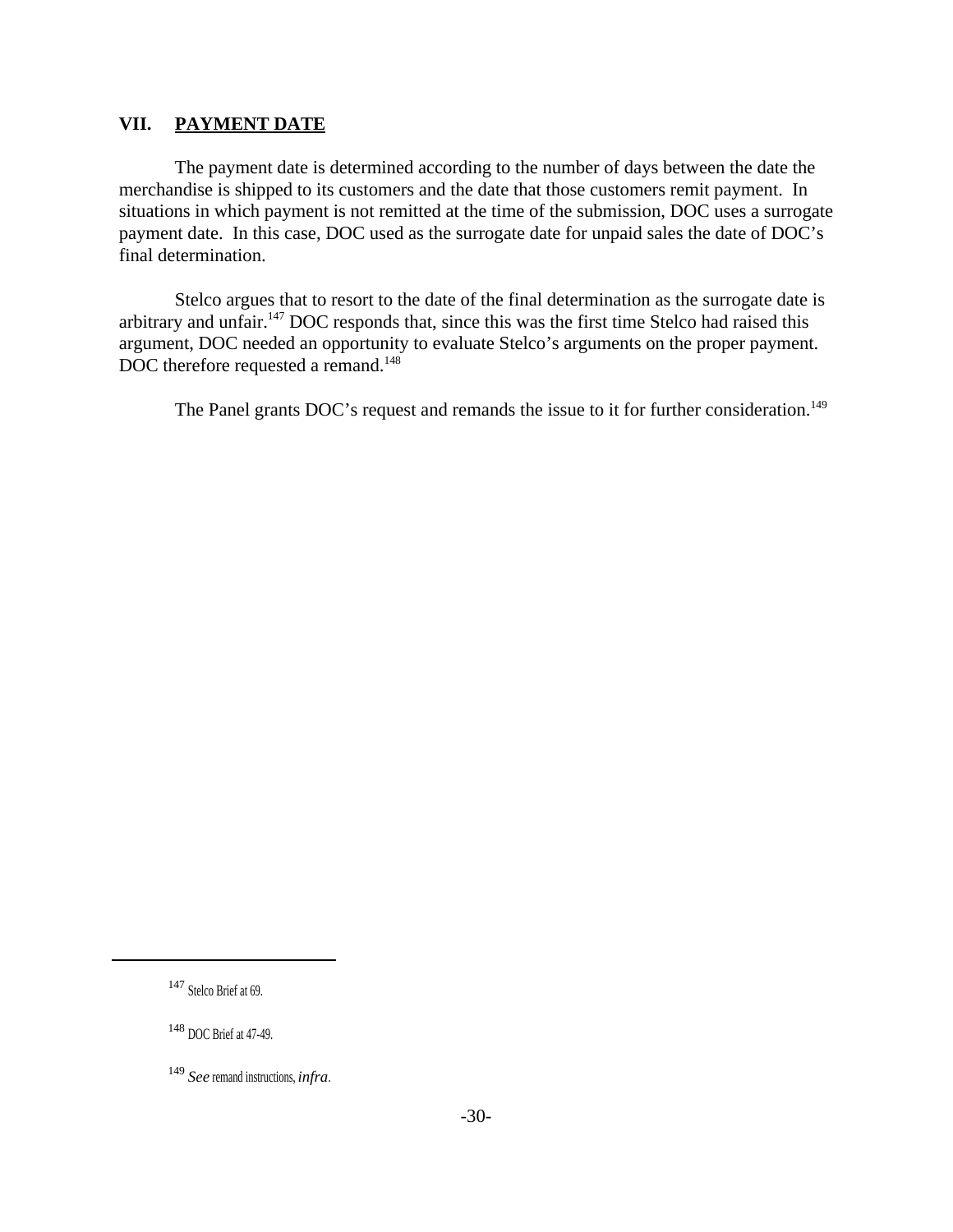## VII. PAYMENT DATE

The payment date is determined according to the number of days between the date the merchandise is shipped to its customers and the date that those customers remit payment. In situations in which payment is not remitted at the time of the submission, DOC uses a surrogate payment date. In this case, DOC used as the surrogate date for unpaid sales the date of DOC's final determination.

Stelco argues that to resort to the date of the final determination as the surrogate date is arbitrary and unfair.[147] DOC responds that, since this was the first time Stelco had raised this argument, DOC needed an opportunity to evaluate Stelco's arguments on the proper payment. DOC therefore requested a remand.[148]

The Panel grants DOC's request and remands the issue to it for further consideration.[149]

---

[147] Stelco Brief at 69.

[148] DOC Brief at 47-49.

[149] *See* remand instructions, *infra*.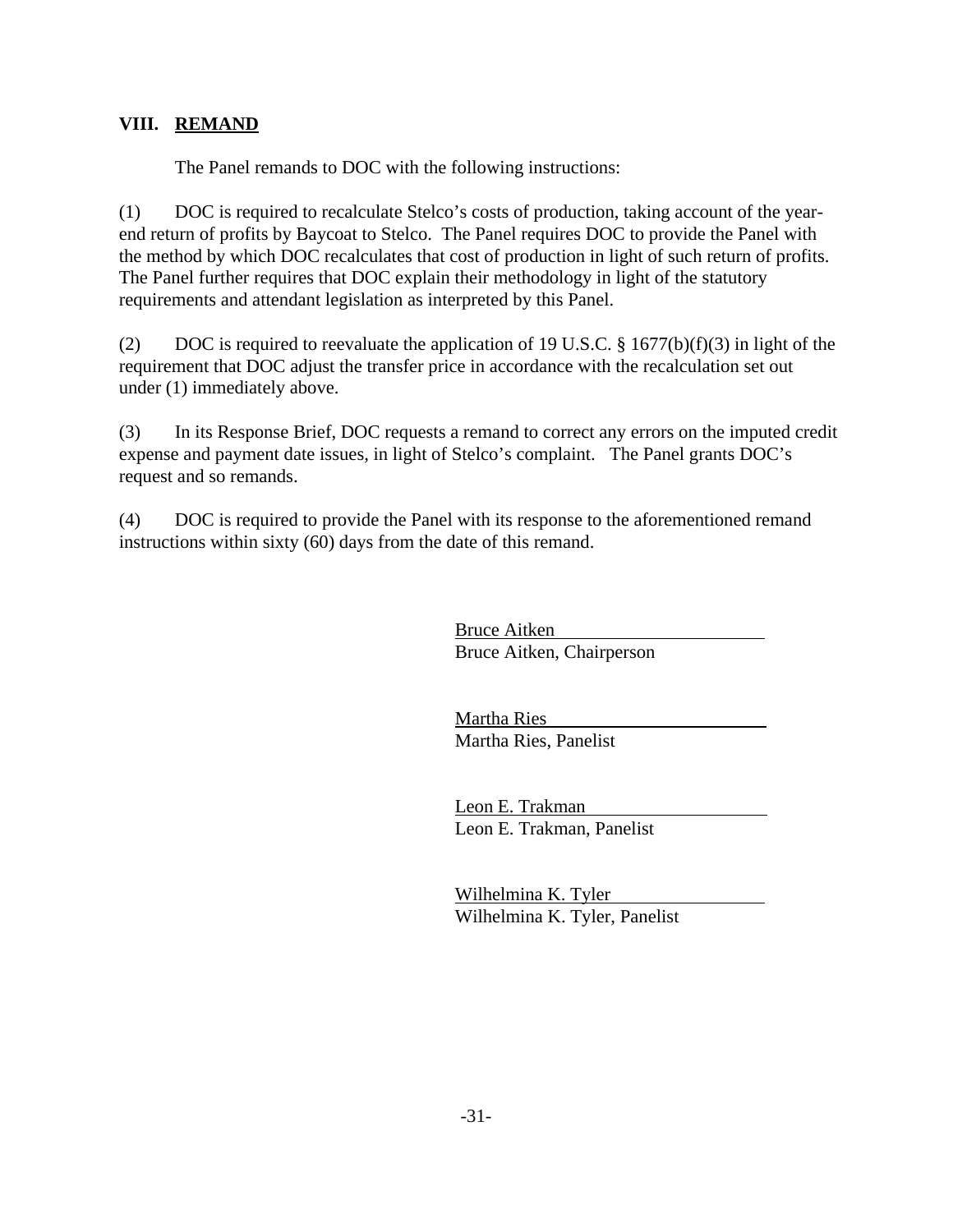## VIII. **REMAND**

The Panel remands to DOC with the following instructions:

(1) DOC is required to recalculate Stelco's costs of production, taking account of the year-end return of profits by Baycoat to Stelco. The Panel requires DOC to provide the Panel with the method by which DOC recalculates that cost of production in light of such return of profits. The Panel further requires that DOC explain their methodology in light of the statutory requirements and attendant legislation as interpreted by this Panel.

(2) DOC is required to reevaluate the application of 19 U.S.C. § 1677(b)(f)(3) in light of the requirement that DOC adjust the transfer price in accordance with the recalculation set out under (1) immediately above.

(3) In its Response Brief, DOC requests a remand to correct any errors on the imputed credit expense and payment date issues, in light of Stelco's complaint. The Panel grants DOC's request and so remands.

(4) DOC is required to provide the Panel with its response to the aforementioned remand instructions within sixty (60) days from the date of this remand.

Bruce Aitken
Bruce Aitken, Chairperson

Martha Ries
Martha Ries, Panelist

Leon E. Trakman
Leon E. Trakman, Panelist

Wilhelmina K. Tyler
Wilhelmina K. Tyler, Panelist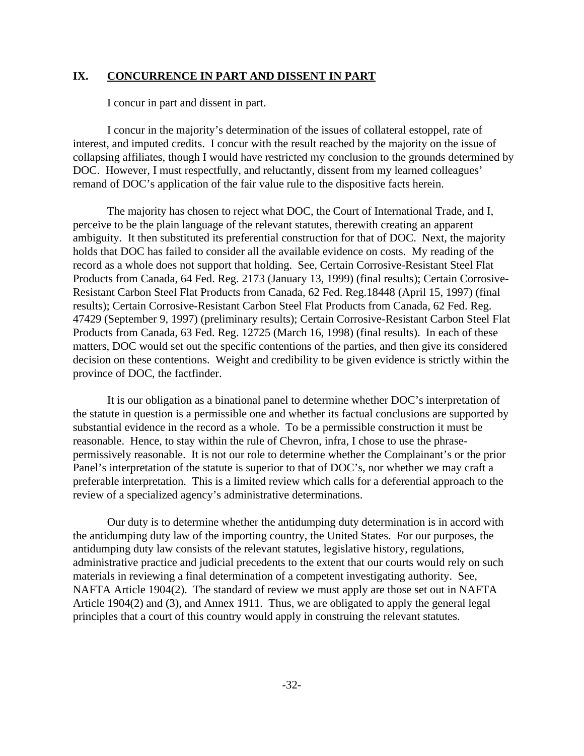## IX. CONCURRENCE IN PART AND DISSENT IN PART

I concur in part and dissent in part.

I concur in the majority's determination of the issues of collateral estoppel, rate of interest, and imputed credits. I concur with the result reached by the majority on the issue of collapsing affiliates, though I would have restricted my conclusion to the grounds determined by DOC. However, I must respectfully, and reluctantly, dissent from my learned colleagues' remand of DOC's application of the fair value rule to the dispositive facts herein.

The majority has chosen to reject what DOC, the Court of International Trade, and I, perceive to be the plain language of the relevant statutes, therewith creating an apparent ambiguity. It then substituted its preferential construction for that of DOC. Next, the majority holds that DOC has failed to consider all the available evidence on costs. My reading of the record as a whole does not support that holding. See, Certain Corrosive-Resistant Steel Flat Products from Canada, 64 Fed. Reg. 2173 (January 13, 1999) (final results); Certain Corrosive-Resistant Carbon Steel Flat Products from Canada, 62 Fed. Reg.18448 (April 15, 1997) (final results); Certain Corrosive-Resistant Carbon Steel Flat Products from Canada, 62 Fed. Reg. 47429 (September 9, 1997) (preliminary results); Certain Corrosive-Resistant Carbon Steel Flat Products from Canada, 63 Fed. Reg. 12725 (March 16, 1998) (final results). In each of these matters, DOC would set out the specific contentions of the parties, and then give its considered decision on these contentions. Weight and credibility to be given evidence is strictly within the province of DOC, the factfinder.

It is our obligation as a binational panel to determine whether DOC's interpretation of the statute in question is a permissible one and whether its factual conclusions are supported by substantial evidence in the record as a whole. To be a permissible construction it must be reasonable. Hence, to stay within the rule of Chevron, infra, I chose to use the phrase-permissively reasonable. It is not our role to determine whether the Complainant's or the prior Panel's interpretation of the statute is superior to that of DOC's, nor whether we may craft a preferable interpretation. This is a limited review which calls for a deferential approach to the review of a specialized agency's administrative determinations.

Our duty is to determine whether the antidumping duty determination is in accord with the antidumping duty law of the importing country, the United States. For our purposes, the antidumping duty law consists of the relevant statutes, legislative history, regulations, administrative practice and judicial precedents to the extent that our courts would rely on such materials in reviewing a final determination of a competent investigating authority. See, NAFTA Article 1904(2). The standard of review we must apply are those set out in NAFTA Article 1904(2) and (3), and Annex 1911. Thus, we are obligated to apply the general legal principles that a court of this country would apply in construing the relevant statutes.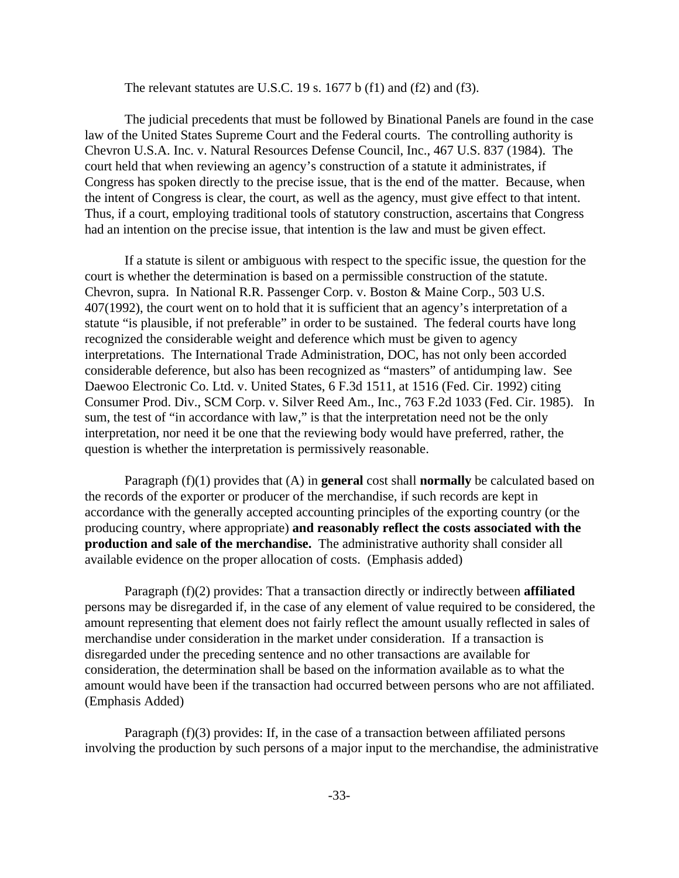The relevant statutes are U.S.C. 19 s. 1677 b (f1) and (f2) and (f3).

The judicial precedents that must be followed by Binational Panels are found in the case law of the United States Supreme Court and the Federal courts. The controlling authority is Chevron U.S.A. Inc. v. Natural Resources Defense Council, Inc., 467 U.S. 837 (1984). The court held that when reviewing an agency's construction of a statute it administrates, if Congress has spoken directly to the precise issue, that is the end of the matter. Because, when the intent of Congress is clear, the court, as well as the agency, must give effect to that intent. Thus, if a court, employing traditional tools of statutory construction, ascertains that Congress had an intention on the precise issue, that intention is the law and must be given effect.

If a statute is silent or ambiguous with respect to the specific issue, the question for the court is whether the determination is based on a permissible construction of the statute. Chevron, supra. In National R.R. Passenger Corp. v. Boston & Maine Corp., 503 U.S. 407(1992), the court went on to hold that it is sufficient that an agency's interpretation of a statute "is plausible, if not preferable" in order to be sustained. The federal courts have long recognized the considerable weight and deference which must be given to agency interpretations. The International Trade Administration, DOC, has not only been accorded considerable deference, but also has been recognized as "masters" of antidumping law. See Daewoo Electronic Co. Ltd. v. United States, 6 F.3d 1511, at 1516 (Fed. Cir. 1992) citing Consumer Prod. Div., SCM Corp. v. Silver Reed Am., Inc., 763 F.2d 1033 (Fed. Cir. 1985). In sum, the test of "in accordance with law," is that the interpretation need not be the only interpretation, nor need it be one that the reviewing body would have preferred, rather, the question is whether the interpretation is permissively reasonable.

Paragraph (f)(1) provides that (A) in **general** cost shall **normally** be calculated based on the records of the exporter or producer of the merchandise, if such records are kept in accordance with the generally accepted accounting principles of the exporting country (or the producing country, where appropriate) **and reasonably reflect the costs associated with the production and sale of the merchandise.** The administrative authority shall consider all available evidence on the proper allocation of costs. (Emphasis added)

Paragraph (f)(2) provides: That a transaction directly or indirectly between **affiliated** persons may be disregarded if, in the case of any element of value required to be considered, the amount representing that element does not fairly reflect the amount usually reflected in sales of merchandise under consideration in the market under consideration. If a transaction is disregarded under the preceding sentence and no other transactions are available for consideration, the determination shall be based on the information available as to what the amount would have been if the transaction had occurred between persons who are not affiliated. (Emphasis Added)

Paragraph (f)(3) provides: If, in the case of a transaction between affiliated persons involving the production by such persons of a major input to the merchandise, the administrative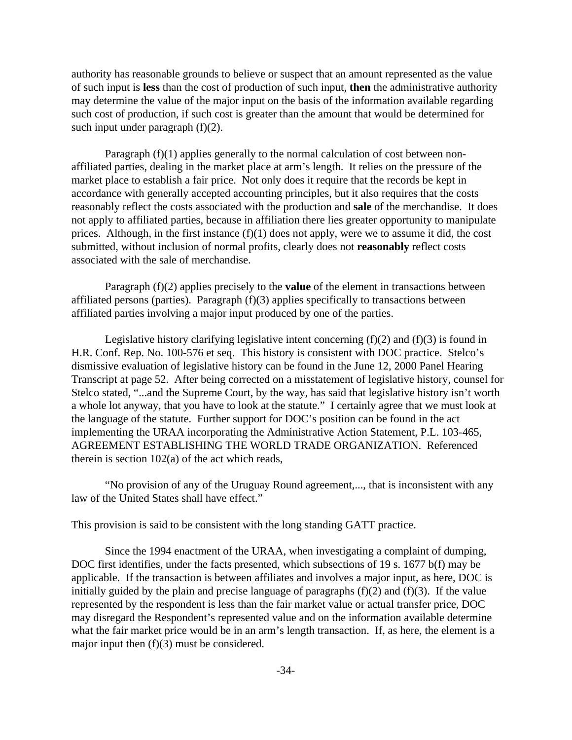authority has reasonable grounds to believe or suspect that an amount represented as the value of such input is **less** than the cost of production of such input, **then** the administrative authority may determine the value of the major input on the basis of the information available regarding such cost of production, if such cost is greater than the amount that would be determined for such input under paragraph (f)(2).

Paragraph (f)(1) applies generally to the normal calculation of cost between non-affiliated parties, dealing in the market place at arm's length. It relies on the pressure of the market place to establish a fair price. Not only does it require that the records be kept in accordance with generally accepted accounting principles, but it also requires that the costs reasonably reflect the costs associated with the production and **sale** of the merchandise. It does not apply to affiliated parties, because in affiliation there lies greater opportunity to manipulate prices. Although, in the first instance (f)(1) does not apply, were we to assume it did, the cost submitted, without inclusion of normal profits, clearly does not **reasonably** reflect costs associated with the sale of merchandise.

Paragraph (f)(2) applies precisely to the **value** of the element in transactions between affiliated persons (parties). Paragraph (f)(3) applies specifically to transactions between affiliated parties involving a major input produced by one of the parties.

Legislative history clarifying legislative intent concerning (f)(2) and (f)(3) is found in H.R. Conf. Rep. No. 100-576 et seq. This history is consistent with DOC practice. Stelco's dismissive evaluation of legislative history can be found in the June 12, 2000 Panel Hearing Transcript at page 52. After being corrected on a misstatement of legislative history, counsel for Stelco stated, "...and the Supreme Court, by the way, has said that legislative history isn't worth a whole lot anyway, that you have to look at the statute." I certainly agree that we must look at the language of the statute. Further support for DOC's position can be found in the act implementing the URAA incorporating the Administrative Action Statement, P.L. 103-465, AGREEMENT ESTABLISHING THE WORLD TRADE ORGANIZATION. Referenced therein is section 102(a) of the act which reads,

"No provision of any of the Uruguay Round agreement,..., that is inconsistent with any law of the United States shall have effect."

This provision is said to be consistent with the long standing GATT practice.

Since the 1994 enactment of the URAA, when investigating a complaint of dumping, DOC first identifies, under the facts presented, which subsections of 19 s. 1677 b(f) may be applicable. If the transaction is between affiliates and involves a major input, as here, DOC is initially guided by the plain and precise language of paragraphs (f)(2) and (f)(3). If the value represented by the respondent is less than the fair market value or actual transfer price, DOC may disregard the Respondent's represented value and on the information available determine what the fair market price would be in an arm's length transaction. If, as here, the element is a major input then (f)(3) must be considered.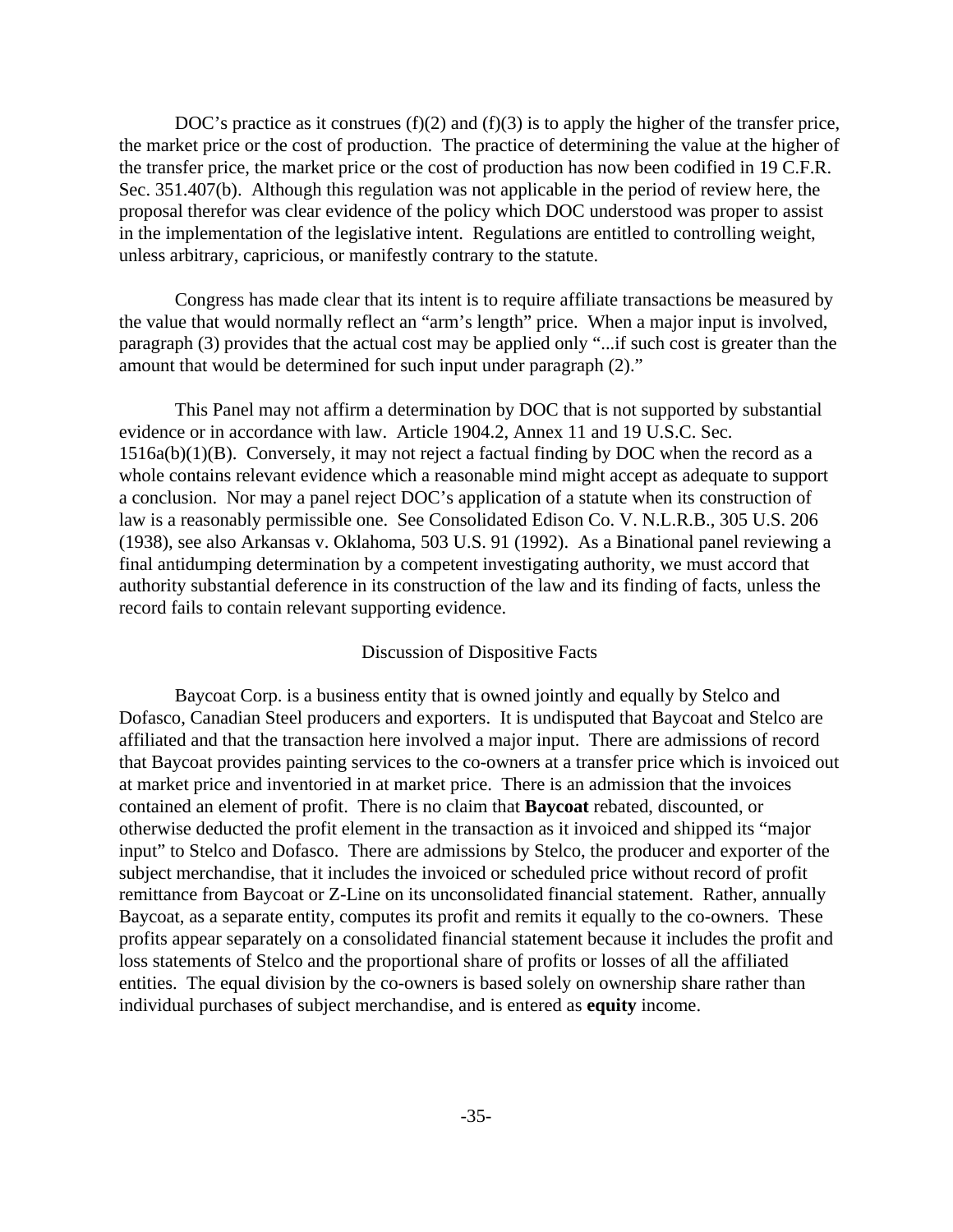DOC's practice as it construes (f)(2) and (f)(3) is to apply the higher of the transfer price, the market price or the cost of production. The practice of determining the value at the higher of the transfer price, the market price or the cost of production has now been codified in 19 C.F.R. Sec. 351.407(b). Although this regulation was not applicable in the period of review here, the proposal therefor was clear evidence of the policy which DOC understood was proper to assist in the implementation of the legislative intent. Regulations are entitled to controlling weight, unless arbitrary, capricious, or manifestly contrary to the statute.

Congress has made clear that its intent is to require affiliate transactions be measured by the value that would normally reflect an "arm's length" price. When a major input is involved, paragraph (3) provides that the actual cost may be applied only "...if such cost is greater than the amount that would be determined for such input under paragraph (2)."

This Panel may not affirm a determination by DOC that is not supported by substantial evidence or in accordance with law. Article 1904.2, Annex 11 and 19 U.S.C. Sec. 1516a(b)(1)(B). Conversely, it may not reject a factual finding by DOC when the record as a whole contains relevant evidence which a reasonable mind might accept as adequate to support a conclusion. Nor may a panel reject DOC's application of a statute when its construction of law is a reasonably permissible one. See Consolidated Edison Co. V. N.L.R.B., 305 U.S. 206 (1938), see also Arkansas v. Oklahoma, 503 U.S. 91 (1992). As a Binational panel reviewing a final antidumping determination by a competent investigating authority, we must accord that authority substantial deference in its construction of the law and its finding of facts, unless the record fails to contain relevant supporting evidence.

## Discussion of Dispositive Facts

Baycoat Corp. is a business entity that is owned jointly and equally by Stelco and Dofasco, Canadian Steel producers and exporters. It is undisputed that Baycoat and Stelco are affiliated and that the transaction here involved a major input. There are admissions of record that Baycoat provides painting services to the co-owners at a transfer price which is invoiced out at market price and inventoried in at market price. There is an admission that the invoices contained an element of profit. There is no claim that **Baycoat** rebated, discounted, or otherwise deducted the profit element in the transaction as it invoiced and shipped its "major input" to Stelco and Dofasco. There are admissions by Stelco, the producer and exporter of the subject merchandise, that it includes the invoiced or scheduled price without record of profit remittance from Baycoat or Z-Line on its unconsolidated financial statement. Rather, annually Baycoat, as a separate entity, computes its profit and remits it equally to the co-owners. These profits appear separately on a consolidated financial statement because it includes the profit and loss statements of Stelco and the proportional share of profits or losses of all the affiliated entities. The equal division by the co-owners is based solely on ownership share rather than individual purchases of subject merchandise, and is entered as **equity** income.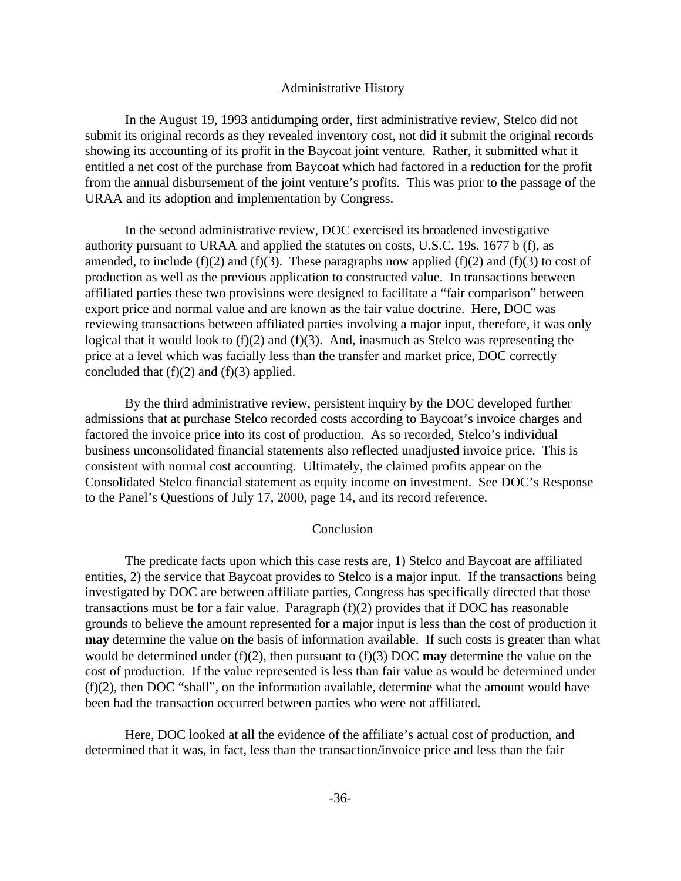## Administrative History

In the August 19, 1993 antidumping order, first administrative review, Stelco did not submit its original records as they revealed inventory cost, not did it submit the original records showing its accounting of its profit in the Baycoat joint venture. Rather, it submitted what it entitled a net cost of the purchase from Baycoat which had factored in a reduction for the profit from the annual disbursement of the joint venture's profits. This was prior to the passage of the URAA and its adoption and implementation by Congress.

In the second administrative review, DOC exercised its broadened investigative authority pursuant to URAA and applied the statutes on costs, U.S.C. 19s. 1677 b (f), as amended, to include (f)(2) and (f)(3). These paragraphs now applied (f)(2) and (f)(3) to cost of production as well as the previous application to constructed value. In transactions between affiliated parties these two provisions were designed to facilitate a "fair comparison" between export price and normal value and are known as the fair value doctrine. Here, DOC was reviewing transactions between affiliated parties involving a major input, therefore, it was only logical that it would look to (f)(2) and (f)(3). And, inasmuch as Stelco was representing the price at a level which was facially less than the transfer and market price, DOC correctly concluded that (f)(2) and (f)(3) applied.

By the third administrative review, persistent inquiry by the DOC developed further admissions that at purchase Stelco recorded costs according to Baycoat's invoice charges and factored the invoice price into its cost of production. As so recorded, Stelco's individual business unconsolidated financial statements also reflected unadjusted invoice price. This is consistent with normal cost accounting. Ultimately, the claimed profits appear on the Consolidated Stelco financial statement as equity income on investment. See DOC's Response to the Panel's Questions of July 17, 2000, page 14, and its record reference.

## Conclusion

The predicate facts upon which this case rests are, 1) Stelco and Baycoat are affiliated entities, 2) the service that Baycoat provides to Stelco is a major input. If the transactions being investigated by DOC are between affiliate parties, Congress has specifically directed that those transactions must be for a fair value. Paragraph (f)(2) provides that if DOC has reasonable grounds to believe the amount represented for a major input is less than the cost of production it **may** determine the value on the basis of information available. If such costs is greater than what would be determined under (f)(2), then pursuant to (f)(3) DOC **may** determine the value on the cost of production. If the value represented is less than fair value as would be determined under (f)(2), then DOC "shall", on the information available, determine what the amount would have been had the transaction occurred between parties who were not affiliated.

Here, DOC looked at all the evidence of the affiliate's actual cost of production, and determined that it was, in fact, less than the transaction/invoice price and less than the fair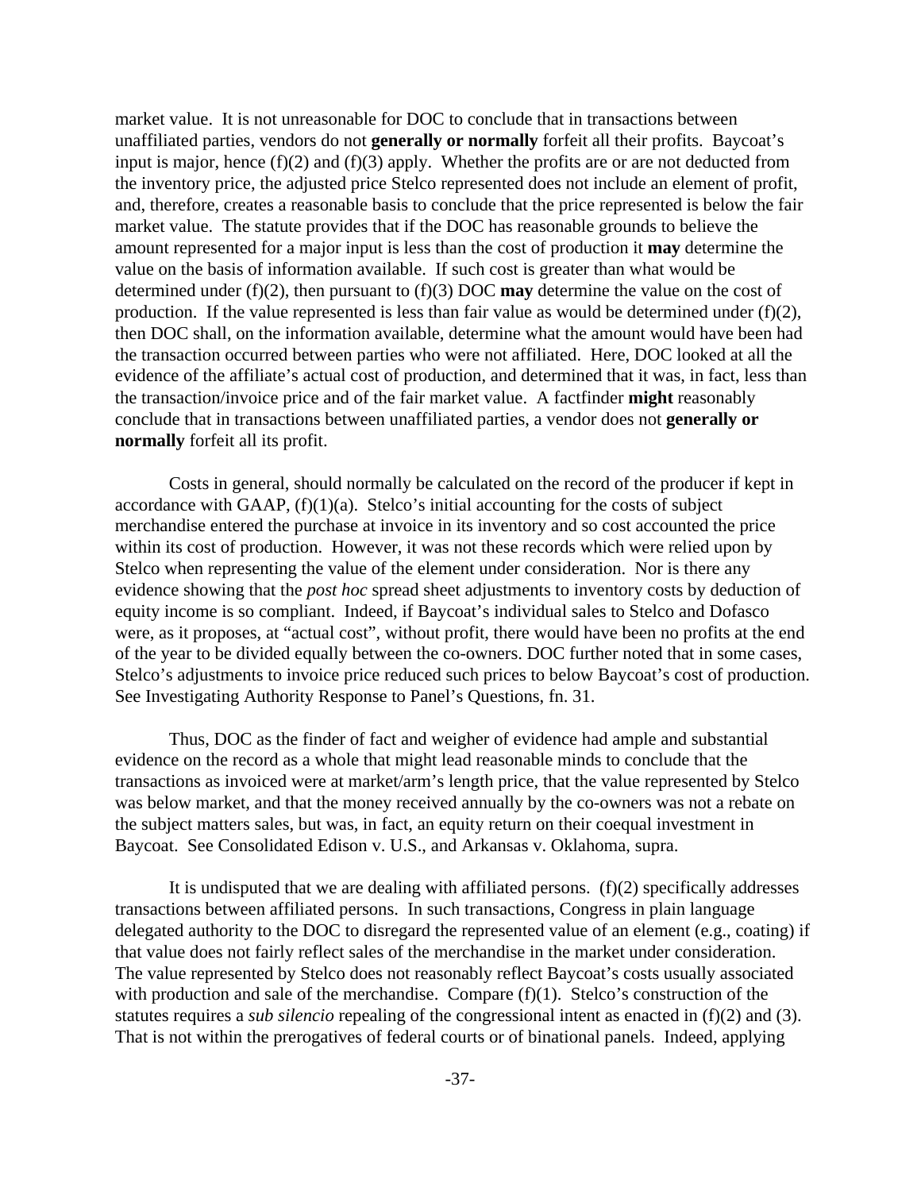market value. It is not unreasonable for DOC to conclude that in transactions between unaffiliated parties, vendors do not **generally or normally** forfeit all their profits. Baycoat's input is major, hence (f)(2) and (f)(3) apply. Whether the profits are or are not deducted from the inventory price, the adjusted price Stelco represented does not include an element of profit, and, therefore, creates a reasonable basis to conclude that the price represented is below the fair market value. The statute provides that if the DOC has reasonable grounds to believe the amount represented for a major input is less than the cost of production it **may** determine the value on the basis of information available. If such cost is greater than what would be determined under (f)(2), then pursuant to (f)(3) DOC **may** determine the value on the cost of production. If the value represented is less than fair value as would be determined under (f)(2), then DOC shall, on the information available, determine what the amount would have been had the transaction occurred between parties who were not affiliated. Here, DOC looked at all the evidence of the affiliate's actual cost of production, and determined that it was, in fact, less than the transaction/invoice price and of the fair market value. A factfinder **might** reasonably conclude that in transactions between unaffiliated parties, a vendor does not **generally or normally** forfeit all its profit.

Costs in general, should normally be calculated on the record of the producer if kept in accordance with GAAP, (f)(1)(a). Stelco's initial accounting for the costs of subject merchandise entered the purchase at invoice in its inventory and so cost accounted the price within its cost of production. However, it was not these records which were relied upon by Stelco when representing the value of the element under consideration. Nor is there any evidence showing that the *post hoc* spread sheet adjustments to inventory costs by deduction of equity income is so compliant. Indeed, if Baycoat's individual sales to Stelco and Dofasco were, as it proposes, at "actual cost", without profit, there would have been no profits at the end of the year to be divided equally between the co-owners. DOC further noted that in some cases, Stelco's adjustments to invoice price reduced such prices to below Baycoat's cost of production. See Investigating Authority Response to Panel's Questions, fn. 31.

Thus, DOC as the finder of fact and weigher of evidence had ample and substantial evidence on the record as a whole that might lead reasonable minds to conclude that the transactions as invoiced were at market/arm's length price, that the value represented by Stelco was below market, and that the money received annually by the co-owners was not a rebate on the subject matters sales, but was, in fact, an equity return on their coequal investment in Baycoat. See Consolidated Edison v. U.S., and Arkansas v. Oklahoma, supra.

It is undisputed that we are dealing with affiliated persons. (f)(2) specifically addresses transactions between affiliated persons. In such transactions, Congress in plain language delegated authority to the DOC to disregard the represented value of an element (e.g., coating) if that value does not fairly reflect sales of the merchandise in the market under consideration. The value represented by Stelco does not reasonably reflect Baycoat's costs usually associated with production and sale of the merchandise. Compare (f)(1). Stelco's construction of the statutes requires a *sub silencio* repealing of the congressional intent as enacted in (f)(2) and (3). That is not within the prerogatives of federal courts or of binational panels. Indeed, applying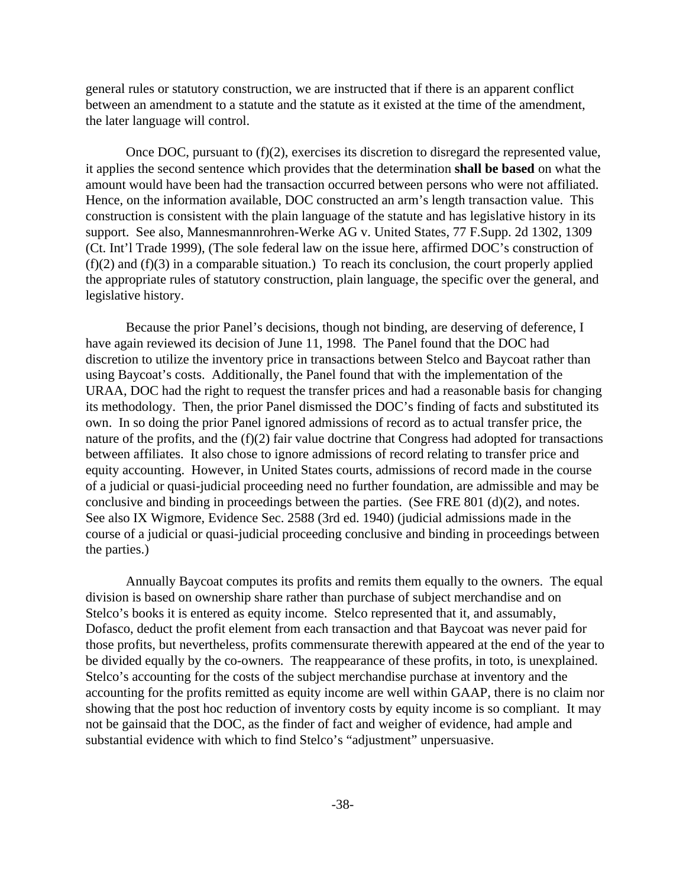general rules or statutory construction, we are instructed that if there is an apparent conflict between an amendment to a statute and the statute as it existed at the time of the amendment, the later language will control.

Once DOC, pursuant to (f)(2), exercises its discretion to disregard the represented value, it applies the second sentence which provides that the determination **shall be based** on what the amount would have been had the transaction occurred between persons who were not affiliated. Hence, on the information available, DOC constructed an arm's length transaction value. This construction is consistent with the plain language of the statute and has legislative history in its support. See also, Mannesmannrohren-Werke AG v. United States, 77 F.Supp. 2d 1302, 1309 (Ct. Int'l Trade 1999), (The sole federal law on the issue here, affirmed DOC's construction of (f)(2) and (f)(3) in a comparable situation.) To reach its conclusion, the court properly applied the appropriate rules of statutory construction, plain language, the specific over the general, and legislative history.

Because the prior Panel's decisions, though not binding, are deserving of deference, I have again reviewed its decision of June 11, 1998. The Panel found that the DOC had discretion to utilize the inventory price in transactions between Stelco and Baycoat rather than using Baycoat's costs. Additionally, the Panel found that with the implementation of the URAA, DOC had the right to request the transfer prices and had a reasonable basis for changing its methodology. Then, the prior Panel dismissed the DOC's finding of facts and substituted its own. In so doing the prior Panel ignored admissions of record as to actual transfer price, the nature of the profits, and the (f)(2) fair value doctrine that Congress had adopted for transactions between affiliates. It also chose to ignore admissions of record relating to transfer price and equity accounting. However, in United States courts, admissions of record made in the course of a judicial or quasi-judicial proceeding need no further foundation, are admissible and may be conclusive and binding in proceedings between the parties. (See FRE 801 (d)(2), and notes. See also IX Wigmore, Evidence Sec. 2588 (3rd ed. 1940) (judicial admissions made in the course of a judicial or quasi-judicial proceeding conclusive and binding in proceedings between the parties.)

Annually Baycoat computes its profits and remits them equally to the owners. The equal division is based on ownership share rather than purchase of subject merchandise and on Stelco's books it is entered as equity income. Stelco represented that it, and assumably, Dofasco, deduct the profit element from each transaction and that Baycoat was never paid for those profits, but nevertheless, profits commensurate therewith appeared at the end of the year to be divided equally by the co-owners. The reappearance of these profits, in toto, is unexplained. Stelco's accounting for the costs of the subject merchandise purchase at inventory and the accounting for the profits remitted as equity income are well within GAAP, there is no claim nor showing that the post hoc reduction of inventory costs by equity income is so compliant. It may not be gainsaid that the DOC, as the finder of fact and weigher of evidence, had ample and substantial evidence with which to find Stelco's "adjustment" unpersuasive.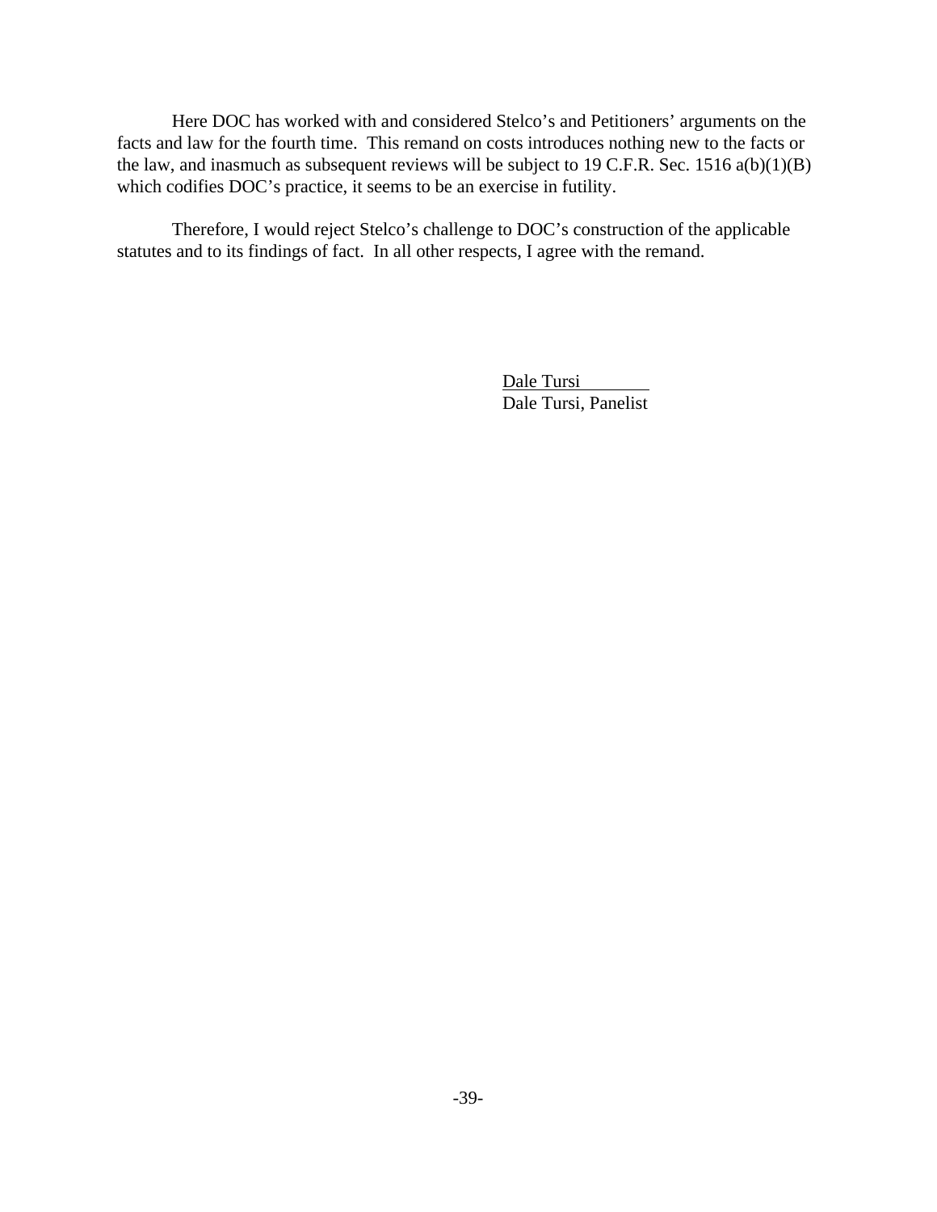Here DOC has worked with and considered Stelco's and Petitioners' arguments on the facts and law for the fourth time. This remand on costs introduces nothing new to the facts or the law, and inasmuch as subsequent reviews will be subject to 19 C.F.R. Sec. 1516 a(b)(1)(B) which codifies DOC's practice, it seems to be an exercise in futility.

Therefore, I would reject Stelco's challenge to DOC's construction of the applicable statutes and to its findings of fact. In all other respects, I agree with the remand.

Dale Tursi
Dale Tursi, Panelist